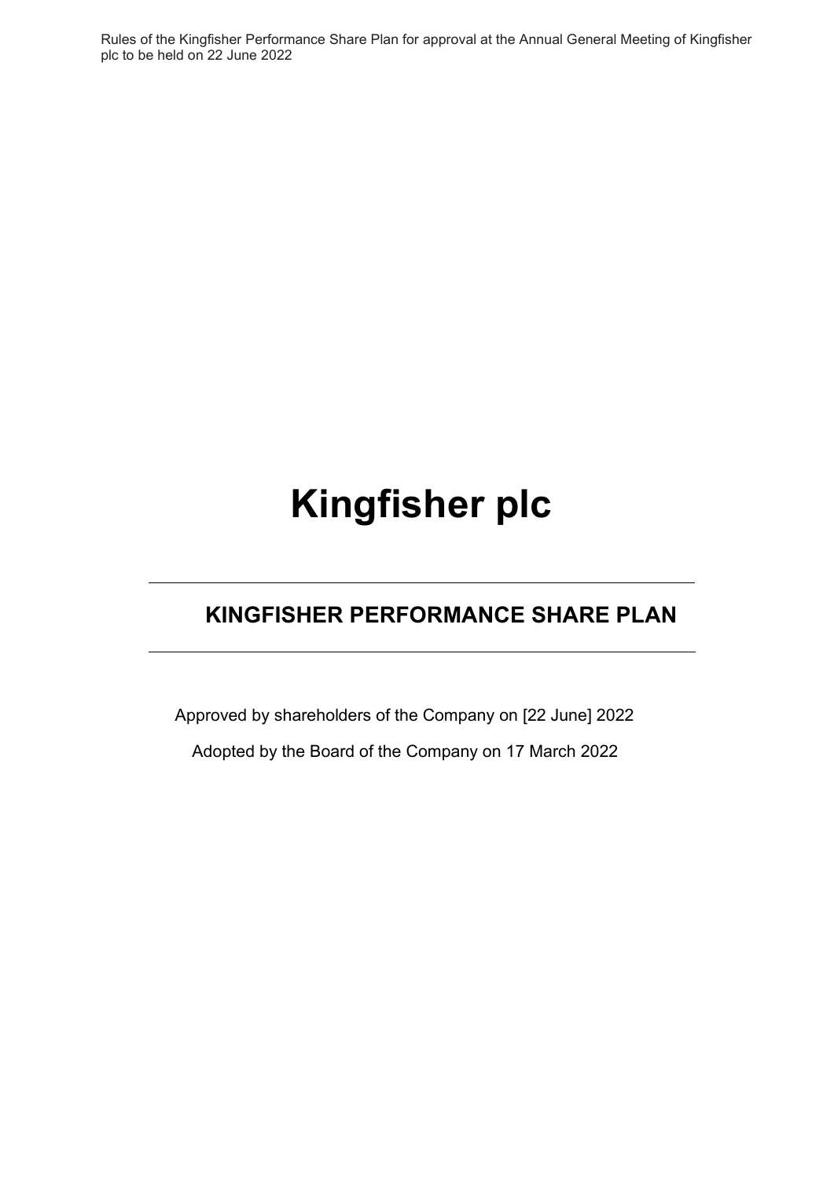Rules of the Kingfisher Performance Share Plan for approval at the Annual General Meeting of Kingfisher plc to be held on 22 June 2022

# Kingfisher plc

---

## KINGFISHER PERFORMANCE SHARE PLAN

---

Approved by shareholders of the Company on [22 June] 2022

Adopted by the Board of the Company on 17 March 2022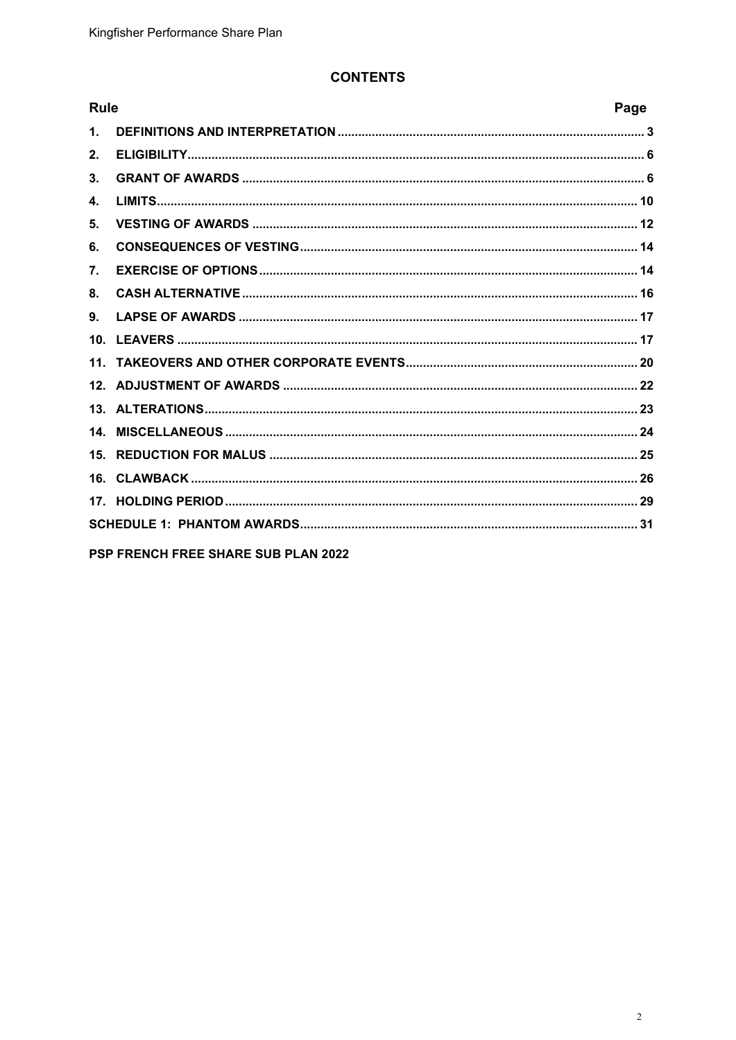## CONTENTS

| Rule | | Page |
|---|---|---|
| 1. | DEFINITIONS AND INTERPRETATION | 3 |
| 2. | ELIGIBILITY | 6 |
| 3. | GRANT OF AWARDS | 6 |
| 4. | LIMITS | 10 |
| 5. | VESTING OF AWARDS | 12 |
| 6. | CONSEQUENCES OF VESTING | 14 |
| 7. | EXERCISE OF OPTIONS | 14 |
| 8. | CASH ALTERNATIVE | 16 |
| 9. | LAPSE OF AWARDS | 17 |
| 10. | LEAVERS | 17 |
| 11. | TAKEOVERS AND OTHER CORPORATE EVENTS | 20 |
| 12. | ADJUSTMENT OF AWARDS | 22 |
| 13. | ALTERATIONS | 23 |
| 14. | MISCELLANEOUS | 24 |
| 15. | REDUCTION FOR MALUS | 25 |
| 16. | CLAWBACK | 26 |
| 17. | HOLDING PERIOD | 29 |
| | SCHEDULE 1: PHANTOM AWARDS | 31 |

**PSP FRENCH FREE SHARE SUB PLAN 2022**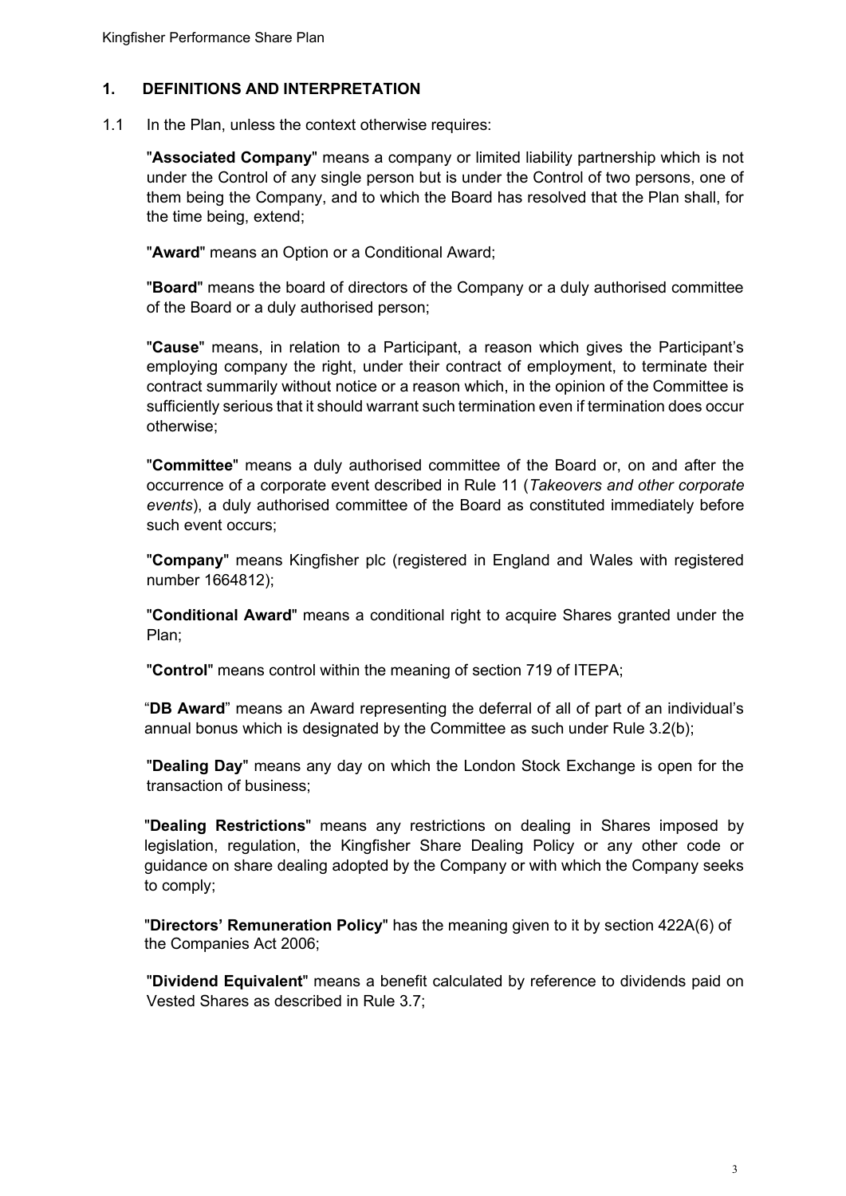## 1. DEFINITIONS AND INTERPRETATION

1.1 In the Plan, unless the context otherwise requires:

"**Associated Company**" means a company or limited liability partnership which is not under the Control of any single person but is under the Control of two persons, one of them being the Company, and to which the Board has resolved that the Plan shall, for the time being, extend;

"**Award**" means an Option or a Conditional Award;

"**Board**" means the board of directors of the Company or a duly authorised committee of the Board or a duly authorised person;

"**Cause**" means, in relation to a Participant, a reason which gives the Participant's employing company the right, under their contract of employment, to terminate their contract summarily without notice or a reason which, in the opinion of the Committee is sufficiently serious that it should warrant such termination even if termination does occur otherwise;

"**Committee**" means a duly authorised committee of the Board or, on and after the occurrence of a corporate event described in Rule 11 (*Takeovers and other corporate events*), a duly authorised committee of the Board as constituted immediately before such event occurs;

"**Company**" means Kingfisher plc (registered in England and Wales with registered number 1664812);

"**Conditional Award**" means a conditional right to acquire Shares granted under the Plan;

"**Control**" means control within the meaning of section 719 of ITEPA;

"**DB Award**" means an Award representing the deferral of all of part of an individual's annual bonus which is designated by the Committee as such under Rule 3.2(b);

"**Dealing Day**" means any day on which the London Stock Exchange is open for the transaction of business;

"**Dealing Restrictions**" means any restrictions on dealing in Shares imposed by legislation, regulation, the Kingfisher Share Dealing Policy or any other code or guidance on share dealing adopted by the Company or with which the Company seeks to comply;

"**Directors' Remuneration Policy**" has the meaning given to it by section 422A(6) of the Companies Act 2006;

"**Dividend Equivalent**" means a benefit calculated by reference to dividends paid on Vested Shares as described in Rule 3.7;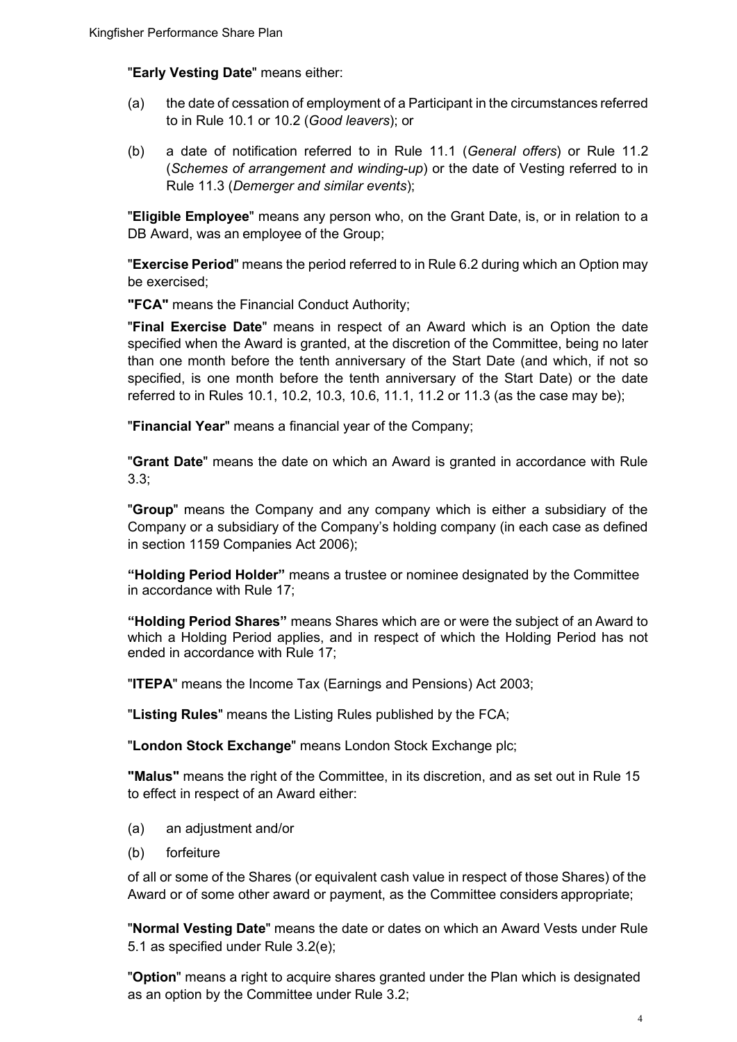"**Early Vesting Date**" means either:

(a) the date of cessation of employment of a Participant in the circumstances referred to in Rule 10.1 or 10.2 (*Good leavers*); or

(b) a date of notification referred to in Rule 11.1 (*General offers*) or Rule 11.2 (*Schemes of arrangement and winding-up*) or the date of Vesting referred to in Rule 11.3 (*Demerger and similar events*);

"**Eligible Employee**" means any person who, on the Grant Date, is, or in relation to a DB Award, was an employee of the Group;

"**Exercise Period**" means the period referred to in Rule 6.2 during which an Option may be exercised;

**"FCA"** means the Financial Conduct Authority;

"**Final Exercise Date**" means in respect of an Award which is an Option the date specified when the Award is granted, at the discretion of the Committee, being no later than one month before the tenth anniversary of the Start Date (and which, if not so specified, is one month before the tenth anniversary of the Start Date) or the date referred to in Rules 10.1, 10.2, 10.3, 10.6, 11.1, 11.2 or 11.3 (as the case may be);

"**Financial Year**" means a financial year of the Company;

"**Grant Date**" means the date on which an Award is granted in accordance with Rule 3.3;

"**Group**" means the Company and any company which is either a subsidiary of the Company or a subsidiary of the Company's holding company (in each case as defined in section 1159 Companies Act 2006);

**"Holding Period Holder"** means a trustee or nominee designated by the Committee in accordance with Rule 17;

**"Holding Period Shares"** means Shares which are or were the subject of an Award to which a Holding Period applies, and in respect of which the Holding Period has not ended in accordance with Rule 17;

"**ITEPA**" means the Income Tax (Earnings and Pensions) Act 2003;

"**Listing Rules**" means the Listing Rules published by the FCA;

"**London Stock Exchange**" means London Stock Exchange plc;

**"Malus"** means the right of the Committee, in its discretion, and as set out in Rule 15 to effect in respect of an Award either:

(a) an adjustment and/or

(b) forfeiture

of all or some of the Shares (or equivalent cash value in respect of those Shares) of the Award or of some other award or payment, as the Committee considers appropriate;

"**Normal Vesting Date**" means the date or dates on which an Award Vests under Rule 5.1 as specified under Rule 3.2(e);

"**Option**" means a right to acquire shares granted under the Plan which is designated as an option by the Committee under Rule 3.2;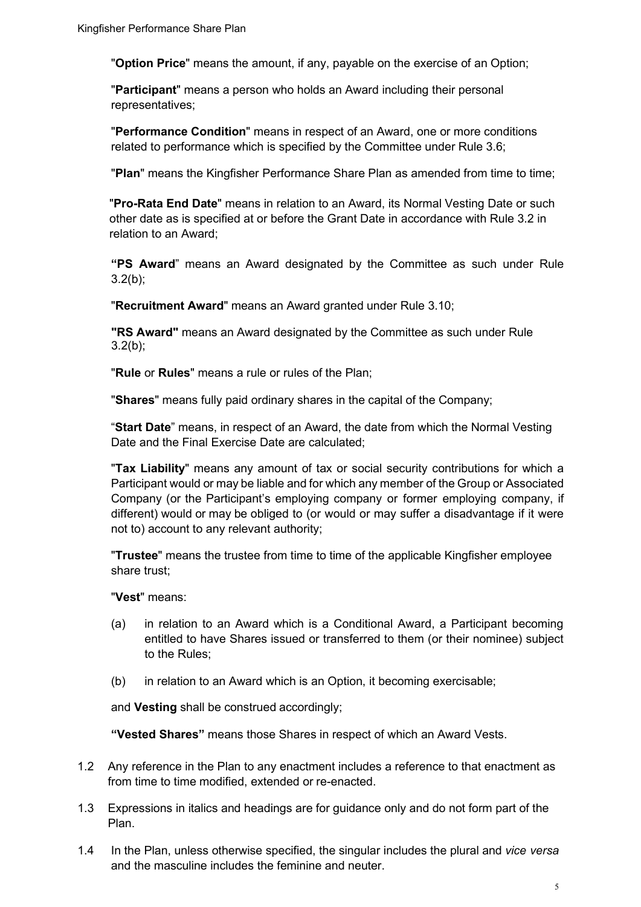"**Option Price**" means the amount, if any, payable on the exercise of an Option;

"**Participant**" means a person who holds an Award including their personal representatives;

"**Performance Condition**" means in respect of an Award, one or more conditions related to performance which is specified by the Committee under Rule 3.6;

"**Plan**" means the Kingfisher Performance Share Plan as amended from time to time;

"**Pro-Rata End Date**" means in relation to an Award, its Normal Vesting Date or such other date as is specified at or before the Grant Date in accordance with Rule 3.2 in relation to an Award;

**"PS Award**" means an Award designated by the Committee as such under Rule 3.2(b);

"**Recruitment Award**" means an Award granted under Rule 3.10;

**"RS Award"** means an Award designated by the Committee as such under Rule 3.2(b);

"**Rule** or **Rules**" means a rule or rules of the Plan;

"**Shares**" means fully paid ordinary shares in the capital of the Company;

"**Start Date**" means, in respect of an Award, the date from which the Normal Vesting Date and the Final Exercise Date are calculated;

"**Tax Liability**" means any amount of tax or social security contributions for which a Participant would or may be liable and for which any member of the Group or Associated Company (or the Participant's employing company or former employing company, if different) would or may be obliged to (or would or may suffer a disadvantage if it were not to) account to any relevant authority;

"**Trustee**" means the trustee from time to time of the applicable Kingfisher employee share trust;

"**Vest**" means:

(a) in relation to an Award which is a Conditional Award, a Participant becoming entitled to have Shares issued or transferred to them (or their nominee) subject to the Rules;

(b) in relation to an Award which is an Option, it becoming exercisable;

and **Vesting** shall be construed accordingly;

**"Vested Shares"** means those Shares in respect of which an Award Vests.

1.2 Any reference in the Plan to any enactment includes a reference to that enactment as from time to time modified, extended or re-enacted.

1.3 Expressions in italics and headings are for guidance only and do not form part of the Plan.

1.4 In the Plan, unless otherwise specified, the singular includes the plural and *vice versa* and the masculine includes the feminine and neuter.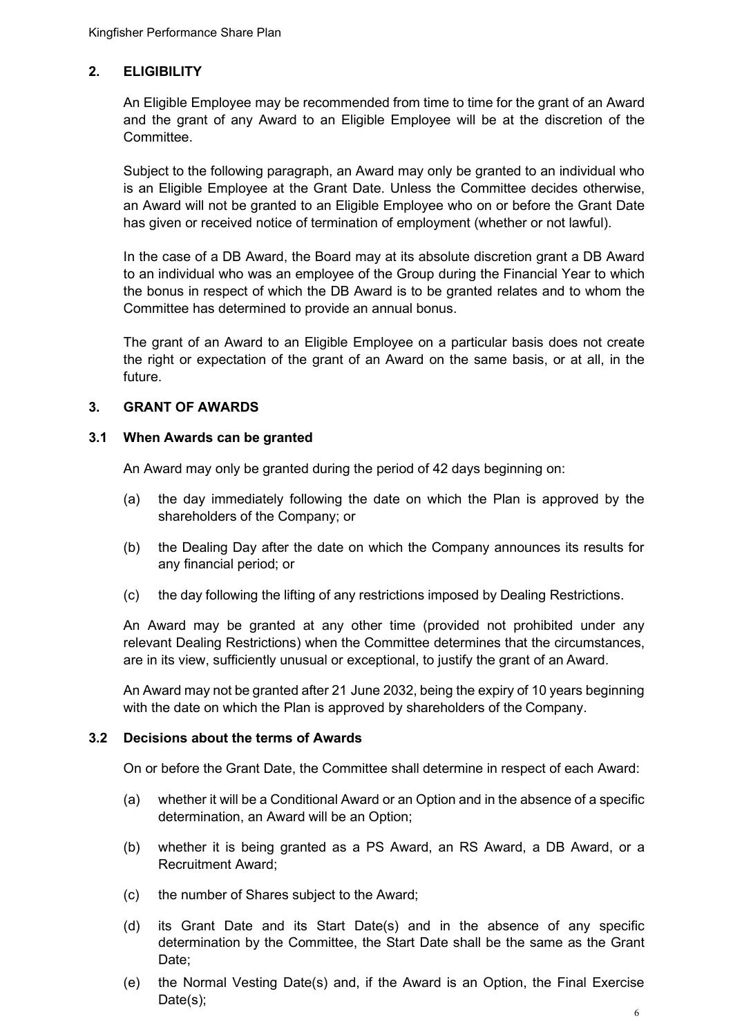## 2. ELIGIBILITY

An Eligible Employee may be recommended from time to time for the grant of an Award and the grant of any Award to an Eligible Employee will be at the discretion of the Committee.

Subject to the following paragraph, an Award may only be granted to an individual who is an Eligible Employee at the Grant Date. Unless the Committee decides otherwise, an Award will not be granted to an Eligible Employee who on or before the Grant Date has given or received notice of termination of employment (whether or not lawful).

In the case of a DB Award, the Board may at its absolute discretion grant a DB Award to an individual who was an employee of the Group during the Financial Year to which the bonus in respect of which the DB Award is to be granted relates and to whom the Committee has determined to provide an annual bonus.

The grant of an Award to an Eligible Employee on a particular basis does not create the right or expectation of the grant of an Award on the same basis, or at all, in the future.

## 3. GRANT OF AWARDS

### 3.1 When Awards can be granted

An Award may only be granted during the period of 42 days beginning on:

(a) the day immediately following the date on which the Plan is approved by the shareholders of the Company; or

(b) the Dealing Day after the date on which the Company announces its results for any financial period; or

(c) the day following the lifting of any restrictions imposed by Dealing Restrictions.

An Award may be granted at any other time (provided not prohibited under any relevant Dealing Restrictions) when the Committee determines that the circumstances, are in its view, sufficiently unusual or exceptional, to justify the grant of an Award.

An Award may not be granted after 21 June 2032, being the expiry of 10 years beginning with the date on which the Plan is approved by shareholders of the Company.

### 3.2 Decisions about the terms of Awards

On or before the Grant Date, the Committee shall determine in respect of each Award:

(a) whether it will be a Conditional Award or an Option and in the absence of a specific determination, an Award will be an Option;

(b) whether it is being granted as a PS Award, an RS Award, a DB Award, or a Recruitment Award;

(c) the number of Shares subject to the Award;

(d) its Grant Date and its Start Date(s) and in the absence of any specific determination by the Committee, the Start Date shall be the same as the Grant Date;

(e) the Normal Vesting Date(s) and, if the Award is an Option, the Final Exercise Date(s);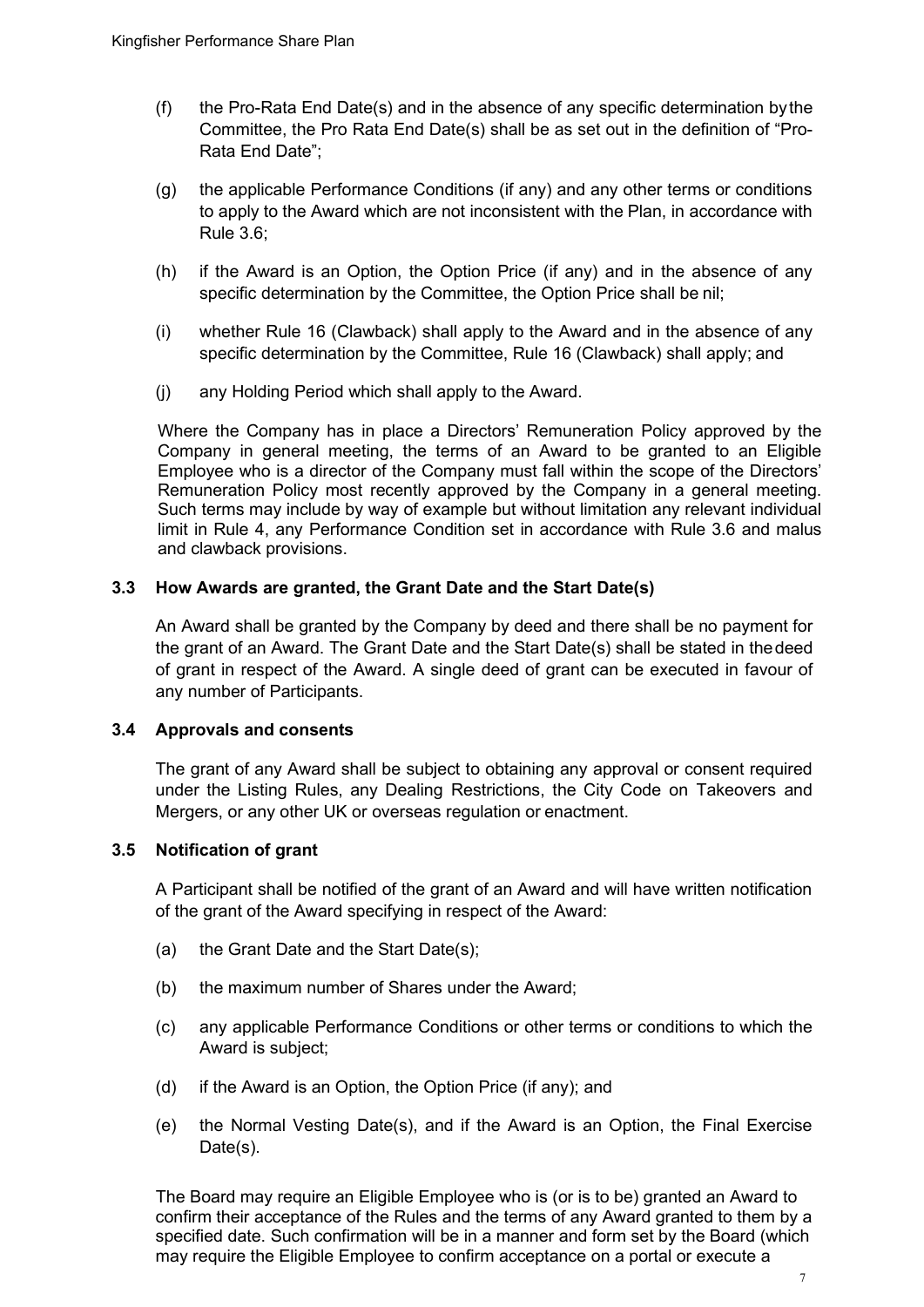(f) the Pro-Rata End Date(s) and in the absence of any specific determination by the Committee, the Pro Rata End Date(s) shall be as set out in the definition of "Pro-Rata End Date";

(g) the applicable Performance Conditions (if any) and any other terms or conditions to apply to the Award which are not inconsistent with the Plan, in accordance with Rule 3.6;

(h) if the Award is an Option, the Option Price (if any) and in the absence of any specific determination by the Committee, the Option Price shall be nil;

(i) whether Rule 16 (Clawback) shall apply to the Award and in the absence of any specific determination by the Committee, Rule 16 (Clawback) shall apply; and

(j) any Holding Period which shall apply to the Award.

Where the Company has in place a Directors' Remuneration Policy approved by the Company in general meeting, the terms of an Award to be granted to an Eligible Employee who is a director of the Company must fall within the scope of the Directors' Remuneration Policy most recently approved by the Company in a general meeting. Such terms may include by way of example but without limitation any relevant individual limit in Rule 4, any Performance Condition set in accordance with Rule 3.6 and malus and clawback provisions.

### 3.3 How Awards are granted, the Grant Date and the Start Date(s)

An Award shall be granted by the Company by deed and there shall be no payment for the grant of an Award. The Grant Date and the Start Date(s) shall be stated in the deed of grant in respect of the Award. A single deed of grant can be executed in favour of any number of Participants.

### 3.4 Approvals and consents

The grant of any Award shall be subject to obtaining any approval or consent required under the Listing Rules, any Dealing Restrictions, the City Code on Takeovers and Mergers, or any other UK or overseas regulation or enactment.

### 3.5 Notification of grant

A Participant shall be notified of the grant of an Award and will have written notification of the grant of the Award specifying in respect of the Award:

(a) the Grant Date and the Start Date(s);

(b) the maximum number of Shares under the Award;

(c) any applicable Performance Conditions or other terms or conditions to which the Award is subject;

(d) if the Award is an Option, the Option Price (if any); and

(e) the Normal Vesting Date(s), and if the Award is an Option, the Final Exercise Date(s).

The Board may require an Eligible Employee who is (or is to be) granted an Award to confirm their acceptance of the Rules and the terms of any Award granted to them by a specified date. Such confirmation will be in a manner and form set by the Board (which may require the Eligible Employee to confirm acceptance on a portal or execute a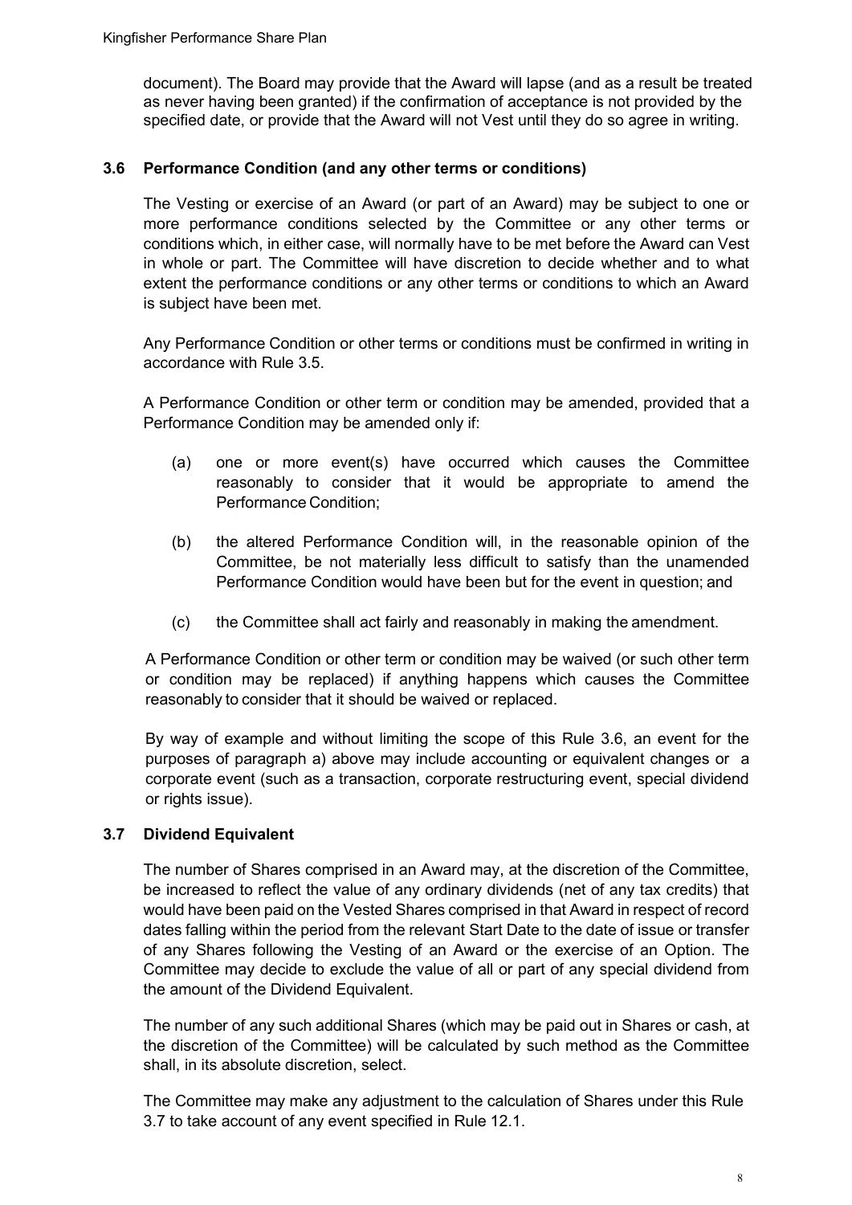document). The Board may provide that the Award will lapse (and as a result be treated as never having been granted) if the confirmation of acceptance is not provided by the specified date, or provide that the Award will not Vest until they do so agree in writing.

### 3.6 Performance Condition (and any other terms or conditions)

The Vesting or exercise of an Award (or part of an Award) may be subject to one or more performance conditions selected by the Committee or any other terms or conditions which, in either case, will normally have to be met before the Award can Vest in whole or part. The Committee will have discretion to decide whether and to what extent the performance conditions or any other terms or conditions to which an Award is subject have been met.

Any Performance Condition or other terms or conditions must be confirmed in writing in accordance with Rule 3.5.

A Performance Condition or other term or condition may be amended, provided that a Performance Condition may be amended only if:

(a) one or more event(s) have occurred which causes the Committee reasonably to consider that it would be appropriate to amend the Performance Condition;

(b) the altered Performance Condition will, in the reasonable opinion of the Committee, be not materially less difficult to satisfy than the unamended Performance Condition would have been but for the event in question; and

(c) the Committee shall act fairly and reasonably in making the amendment.

A Performance Condition or other term or condition may be waived (or such other term or condition may be replaced) if anything happens which causes the Committee reasonably to consider that it should be waived or replaced.

By way of example and without limiting the scope of this Rule 3.6, an event for the purposes of paragraph a) above may include accounting or equivalent changes or a corporate event (such as a transaction, corporate restructuring event, special dividend or rights issue).

### 3.7 Dividend Equivalent

The number of Shares comprised in an Award may, at the discretion of the Committee, be increased to reflect the value of any ordinary dividends (net of any tax credits) that would have been paid on the Vested Shares comprised in that Award in respect of record dates falling within the period from the relevant Start Date to the date of issue or transfer of any Shares following the Vesting of an Award or the exercise of an Option. The Committee may decide to exclude the value of all or part of any special dividend from the amount of the Dividend Equivalent.

The number of any such additional Shares (which may be paid out in Shares or cash, at the discretion of the Committee) will be calculated by such method as the Committee shall, in its absolute discretion, select.

The Committee may make any adjustment to the calculation of Shares under this Rule 3.7 to take account of any event specified in Rule 12.1.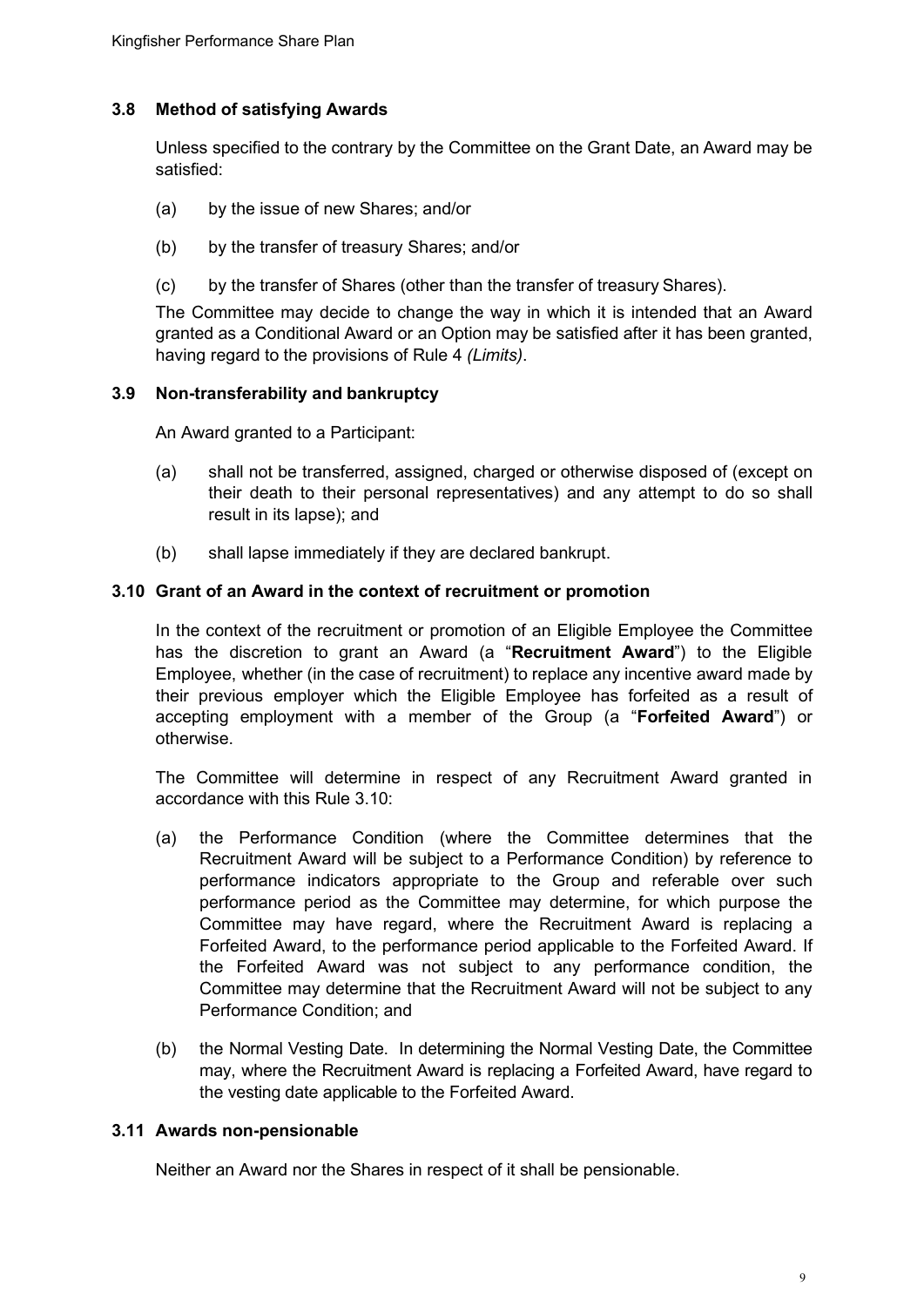### 3.8 Method of satisfying Awards

Unless specified to the contrary by the Committee on the Grant Date, an Award may be satisfied:

(a) by the issue of new Shares; and/or

(b) by the transfer of treasury Shares; and/or

(c) by the transfer of Shares (other than the transfer of treasury Shares).

The Committee may decide to change the way in which it is intended that an Award granted as a Conditional Award or an Option may be satisfied after it has been granted, having regard to the provisions of Rule 4 *(Limits)*.

### 3.9 Non-transferability and bankruptcy

An Award granted to a Participant:

(a) shall not be transferred, assigned, charged or otherwise disposed of (except on their death to their personal representatives) and any attempt to do so shall result in its lapse); and

(b) shall lapse immediately if they are declared bankrupt.

### 3.10 Grant of an Award in the context of recruitment or promotion

In the context of the recruitment or promotion of an Eligible Employee the Committee has the discretion to grant an Award (a "**Recruitment Award**") to the Eligible Employee, whether (in the case of recruitment) to replace any incentive award made by their previous employer which the Eligible Employee has forfeited as a result of accepting employment with a member of the Group (a "**Forfeited Award**") or otherwise.

The Committee will determine in respect of any Recruitment Award granted in accordance with this Rule 3.10:

(a) the Performance Condition (where the Committee determines that the Recruitment Award will be subject to a Performance Condition) by reference to performance indicators appropriate to the Group and referable over such performance period as the Committee may determine, for which purpose the Committee may have regard, where the Recruitment Award is replacing a Forfeited Award, to the performance period applicable to the Forfeited Award. If the Forfeited Award was not subject to any performance condition, the Committee may determine that the Recruitment Award will not be subject to any Performance Condition; and

(b) the Normal Vesting Date. In determining the Normal Vesting Date, the Committee may, where the Recruitment Award is replacing a Forfeited Award, have regard to the vesting date applicable to the Forfeited Award.

### 3.11 Awards non-pensionable

Neither an Award nor the Shares in respect of it shall be pensionable.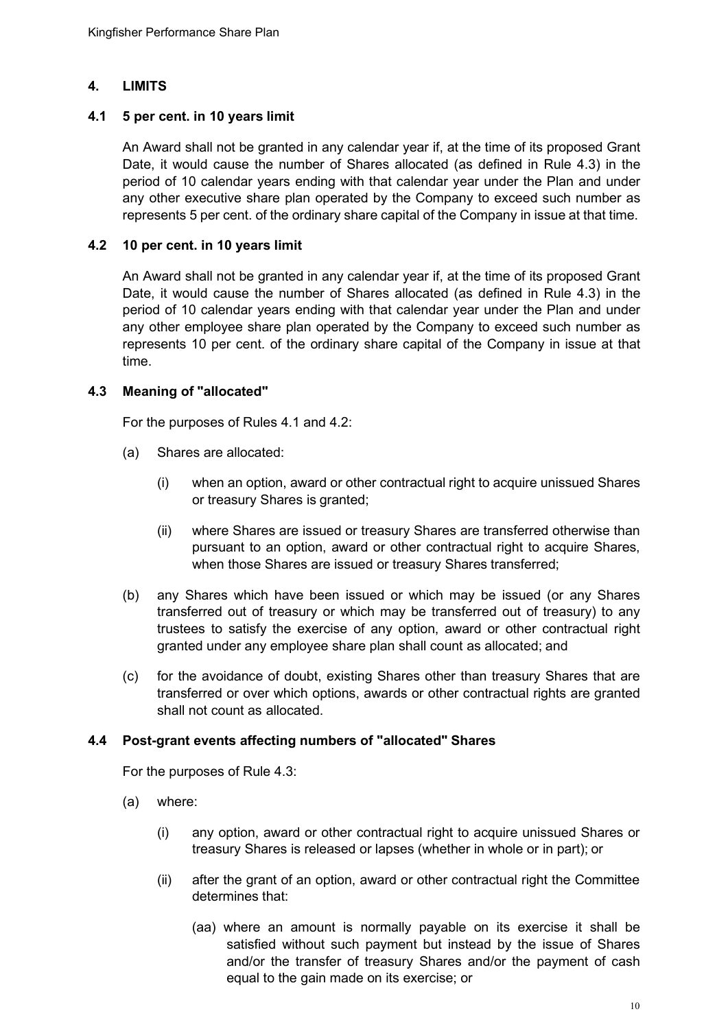## 4. LIMITS

### 4.1 5 per cent. in 10 years limit

An Award shall not be granted in any calendar year if, at the time of its proposed Grant Date, it would cause the number of Shares allocated (as defined in Rule 4.3) in the period of 10 calendar years ending with that calendar year under the Plan and under any other executive share plan operated by the Company to exceed such number as represents 5 per cent. of the ordinary share capital of the Company in issue at that time.

### 4.2 10 per cent. in 10 years limit

An Award shall not be granted in any calendar year if, at the time of its proposed Grant Date, it would cause the number of Shares allocated (as defined in Rule 4.3) in the period of 10 calendar years ending with that calendar year under the Plan and under any other employee share plan operated by the Company to exceed such number as represents 10 per cent. of the ordinary share capital of the Company in issue at that time.

### 4.3 Meaning of "allocated"

For the purposes of Rules 4.1 and 4.2:

(a) Shares are allocated:

  (i) when an option, award or other contractual right to acquire unissued Shares or treasury Shares is granted;

  (ii) where Shares are issued or treasury Shares are transferred otherwise than pursuant to an option, award or other contractual right to acquire Shares, when those Shares are issued or treasury Shares transferred;

(b) any Shares which have been issued or which may be issued (or any Shares transferred out of treasury or which may be transferred out of treasury) to any trustees to satisfy the exercise of any option, award or other contractual right granted under any employee share plan shall count as allocated; and

(c) for the avoidance of doubt, existing Shares other than treasury Shares that are transferred or over which options, awards or other contractual rights are granted shall not count as allocated.

### 4.4 Post-grant events affecting numbers of "allocated" Shares

For the purposes of Rule 4.3:

(a) where:

  (i) any option, award or other contractual right to acquire unissued Shares or treasury Shares is released or lapses (whether in whole or in part); or

  (ii) after the grant of an option, award or other contractual right the Committee determines that:

    (aa) where an amount is normally payable on its exercise it shall be satisfied without such payment but instead by the issue of Shares and/or the transfer of treasury Shares and/or the payment of cash equal to the gain made on its exercise; or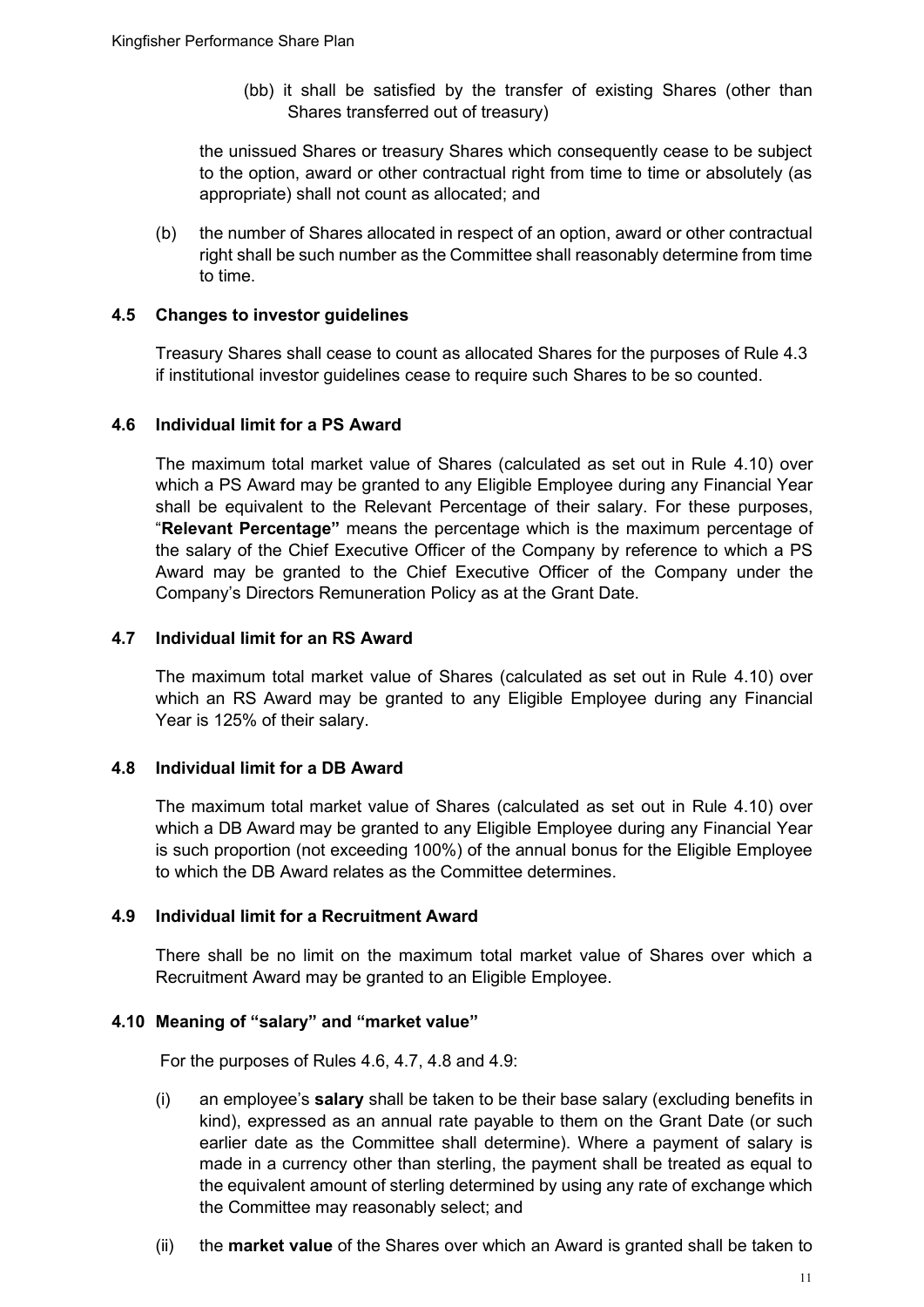(bb) it shall be satisfied by the transfer of existing Shares (other than Shares transferred out of treasury)

the unissued Shares or treasury Shares which consequently cease to be subject to the option, award or other contractual right from time to time or absolutely (as appropriate) shall not count as allocated; and

(b) the number of Shares allocated in respect of an option, award or other contractual right shall be such number as the Committee shall reasonably determine from time to time.

### 4.5 Changes to investor guidelines

Treasury Shares shall cease to count as allocated Shares for the purposes of Rule 4.3 if institutional investor guidelines cease to require such Shares to be so counted.

### 4.6 Individual limit for a PS Award

The maximum total market value of Shares (calculated as set out in Rule 4.10) over which a PS Award may be granted to any Eligible Employee during any Financial Year shall be equivalent to the Relevant Percentage of their salary. For these purposes, "**Relevant Percentage"** means the percentage which is the maximum percentage of the salary of the Chief Executive Officer of the Company by reference to which a PS Award may be granted to the Chief Executive Officer of the Company under the Company's Directors Remuneration Policy as at the Grant Date.

### 4.7 Individual limit for an RS Award

The maximum total market value of Shares (calculated as set out in Rule 4.10) over which an RS Award may be granted to any Eligible Employee during any Financial Year is 125% of their salary.

### 4.8 Individual limit for a DB Award

The maximum total market value of Shares (calculated as set out in Rule 4.10) over which a DB Award may be granted to any Eligible Employee during any Financial Year is such proportion (not exceeding 100%) of the annual bonus for the Eligible Employee to which the DB Award relates as the Committee determines.

### 4.9 Individual limit for a Recruitment Award

There shall be no limit on the maximum total market value of Shares over which a Recruitment Award may be granted to an Eligible Employee.

### 4.10 Meaning of "salary" and "market value"

For the purposes of Rules 4.6, 4.7, 4.8 and 4.9:

(i) an employee's **salary** shall be taken to be their base salary (excluding benefits in kind), expressed as an annual rate payable to them on the Grant Date (or such earlier date as the Committee shall determine). Where a payment of salary is made in a currency other than sterling, the payment shall be treated as equal to the equivalent amount of sterling determined by using any rate of exchange which the Committee may reasonably select; and

(ii) the **market value** of the Shares over which an Award is granted shall be taken to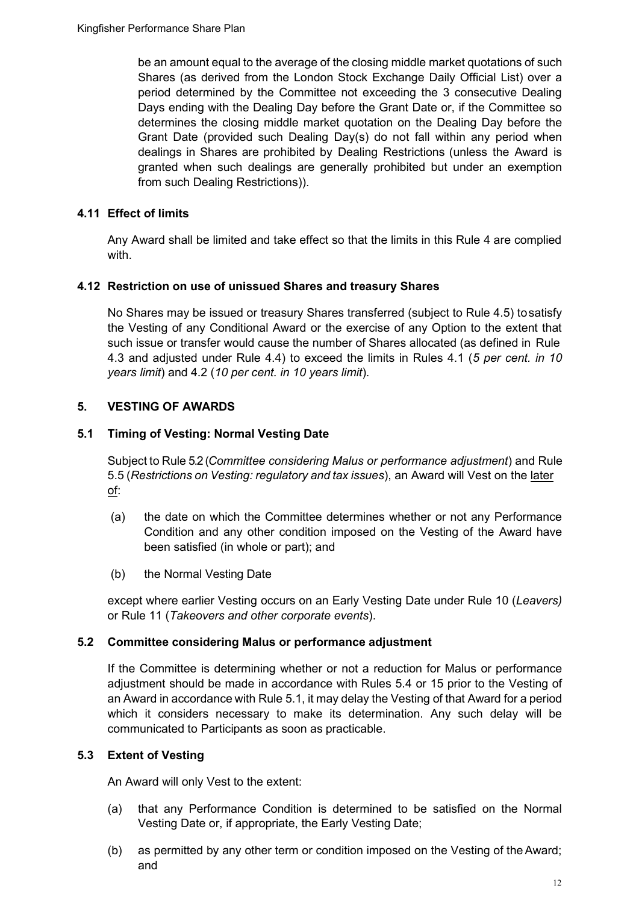be an amount equal to the average of the closing middle market quotations of such Shares (as derived from the London Stock Exchange Daily Official List) over a period determined by the Committee not exceeding the 3 consecutive Dealing Days ending with the Dealing Day before the Grant Date or, if the Committee so determines the closing middle market quotation on the Dealing Day before the Grant Date (provided such Dealing Day(s) do not fall within any period when dealings in Shares are prohibited by Dealing Restrictions (unless the Award is granted when such dealings are generally prohibited but under an exemption from such Dealing Restrictions)).

### 4.11 Effect of limits

Any Award shall be limited and take effect so that the limits in this Rule 4 are complied with.

### 4.12 Restriction on use of unissued Shares and treasury Shares

No Shares may be issued or treasury Shares transferred (subject to Rule 4.5) to satisfy the Vesting of any Conditional Award or the exercise of any Option to the extent that such issue or transfer would cause the number of Shares allocated (as defined in Rule 4.3 and adjusted under Rule 4.4) to exceed the limits in Rules 4.1 (*5 per cent. in 10 years limit*) and 4.2 (*10 per cent. in 10 years limit*).

## 5. VESTING OF AWARDS

### 5.1 Timing of Vesting: Normal Vesting Date

Subject to Rule 5.2 (*Committee considering Malus or performance adjustment*) and Rule 5.5 (*Restrictions on Vesting: regulatory and tax issues*), an Award will Vest on the later of:

(a) the date on which the Committee determines whether or not any Performance Condition and any other condition imposed on the Vesting of the Award have been satisfied (in whole or part); and

(b) the Normal Vesting Date

except where earlier Vesting occurs on an Early Vesting Date under Rule 10 (*Leavers)* or Rule 11 (*Takeovers and other corporate events*).

### 5.2 Committee considering Malus or performance adjustment

If the Committee is determining whether or not a reduction for Malus or performance adjustment should be made in accordance with Rules 5.4 or 15 prior to the Vesting of an Award in accordance with Rule 5.1, it may delay the Vesting of that Award for a period which it considers necessary to make its determination. Any such delay will be communicated to Participants as soon as practicable.

### 5.3 Extent of Vesting

An Award will only Vest to the extent:

(a) that any Performance Condition is determined to be satisfied on the Normal Vesting Date or, if appropriate, the Early Vesting Date;

(b) as permitted by any other term or condition imposed on the Vesting of the Award; and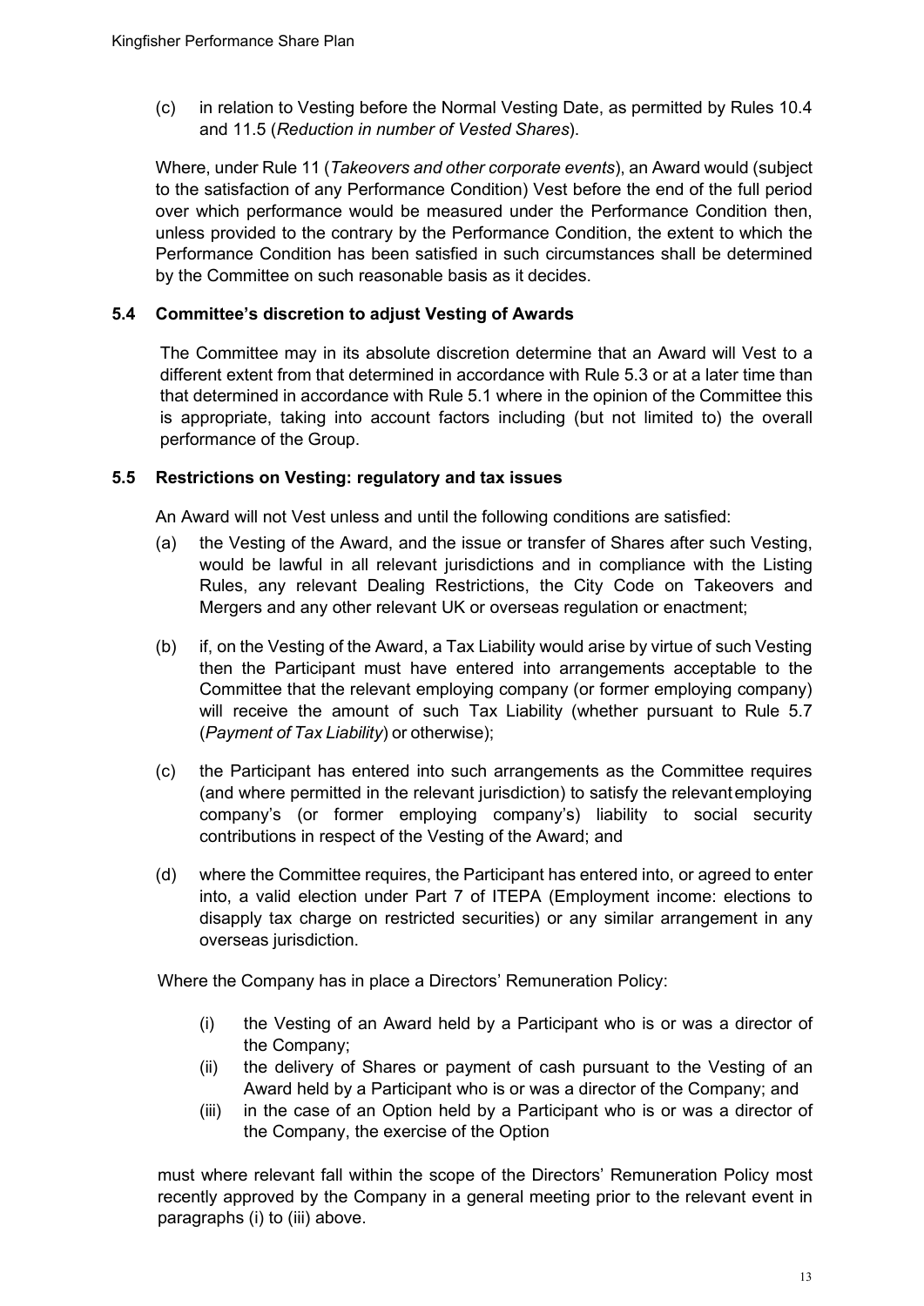(c) in relation to Vesting before the Normal Vesting Date, as permitted by Rules 10.4 and 11.5 (*Reduction in number of Vested Shares*).

Where, under Rule 11 (*Takeovers and other corporate events*), an Award would (subject to the satisfaction of any Performance Condition) Vest before the end of the full period over which performance would be measured under the Performance Condition then, unless provided to the contrary by the Performance Condition, the extent to which the Performance Condition has been satisfied in such circumstances shall be determined by the Committee on such reasonable basis as it decides.

### 5.4 Committee's discretion to adjust Vesting of Awards

The Committee may in its absolute discretion determine that an Award will Vest to a different extent from that determined in accordance with Rule 5.3 or at a later time than that determined in accordance with Rule 5.1 where in the opinion of the Committee this is appropriate, taking into account factors including (but not limited to) the overall performance of the Group.

### 5.5 Restrictions on Vesting: regulatory and tax issues

An Award will not Vest unless and until the following conditions are satisfied:

(a) the Vesting of the Award, and the issue or transfer of Shares after such Vesting, would be lawful in all relevant jurisdictions and in compliance with the Listing Rules, any relevant Dealing Restrictions, the City Code on Takeovers and Mergers and any other relevant UK or overseas regulation or enactment;

(b) if, on the Vesting of the Award, a Tax Liability would arise by virtue of such Vesting then the Participant must have entered into arrangements acceptable to the Committee that the relevant employing company (or former employing company) will receive the amount of such Tax Liability (whether pursuant to Rule 5.7 (*Payment of Tax Liability*) or otherwise);

(c) the Participant has entered into such arrangements as the Committee requires (and where permitted in the relevant jurisdiction) to satisfy the relevant employing company's (or former employing company's) liability to social security contributions in respect of the Vesting of the Award; and

(d) where the Committee requires, the Participant has entered into, or agreed to enter into, a valid election under Part 7 of ITEPA (Employment income: elections to disapply tax charge on restricted securities) or any similar arrangement in any overseas jurisdiction.

Where the Company has in place a Directors' Remuneration Policy:

(i) the Vesting of an Award held by a Participant who is or was a director of the Company;

(ii) the delivery of Shares or payment of cash pursuant to the Vesting of an Award held by a Participant who is or was a director of the Company; and

(iii) in the case of an Option held by a Participant who is or was a director of the Company, the exercise of the Option

must where relevant fall within the scope of the Directors' Remuneration Policy most recently approved by the Company in a general meeting prior to the relevant event in paragraphs (i) to (iii) above.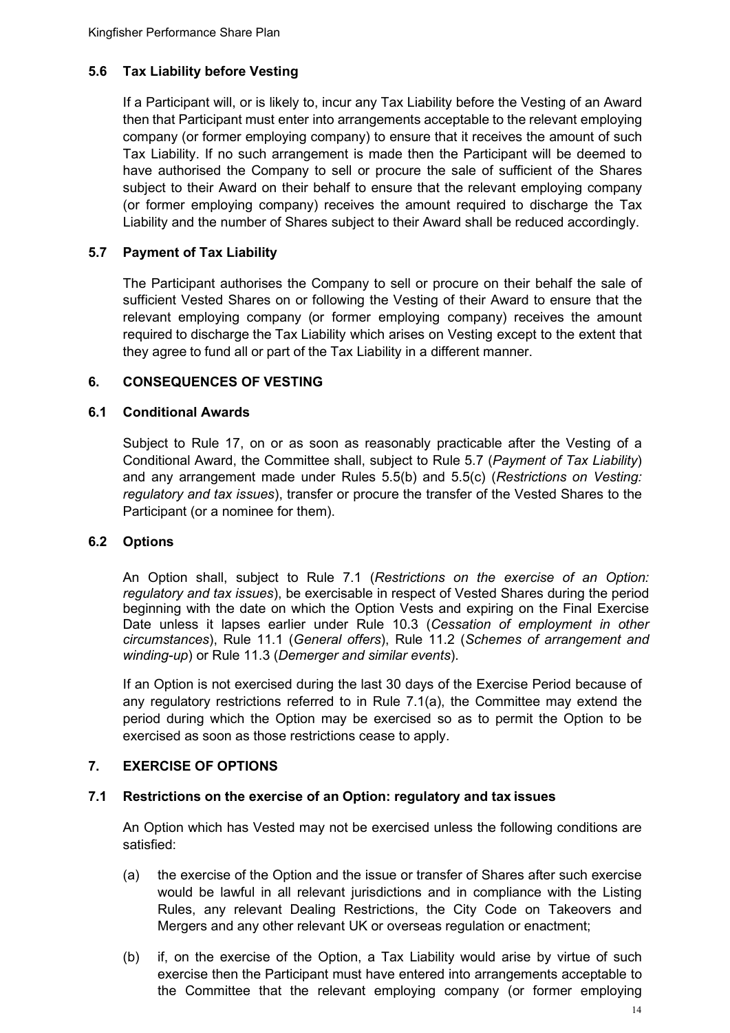### 5.6 Tax Liability before Vesting

If a Participant will, or is likely to, incur any Tax Liability before the Vesting of an Award then that Participant must enter into arrangements acceptable to the relevant employing company (or former employing company) to ensure that it receives the amount of such Tax Liability. If no such arrangement is made then the Participant will be deemed to have authorised the Company to sell or procure the sale of sufficient of the Shares subject to their Award on their behalf to ensure that the relevant employing company (or former employing company) receives the amount required to discharge the Tax Liability and the number of Shares subject to their Award shall be reduced accordingly.

### 5.7 Payment of Tax Liability

The Participant authorises the Company to sell or procure on their behalf the sale of sufficient Vested Shares on or following the Vesting of their Award to ensure that the relevant employing company (or former employing company) receives the amount required to discharge the Tax Liability which arises on Vesting except to the extent that they agree to fund all or part of the Tax Liability in a different manner.

## 6. CONSEQUENCES OF VESTING

### 6.1 Conditional Awards

Subject to Rule 17, on or as soon as reasonably practicable after the Vesting of a Conditional Award, the Committee shall, subject to Rule 5.7 (*Payment of Tax Liability*) and any arrangement made under Rules 5.5(b) and 5.5(c) (*Restrictions on Vesting: regulatory and tax issues*), transfer or procure the transfer of the Vested Shares to the Participant (or a nominee for them).

### 6.2 Options

An Option shall, subject to Rule 7.1 (*Restrictions on the exercise of an Option: regulatory and tax issues*), be exercisable in respect of Vested Shares during the period beginning with the date on which the Option Vests and expiring on the Final Exercise Date unless it lapses earlier under Rule 10.3 (*Cessation of employment in other circumstances*), Rule 11.1 (*General offers*), Rule 11.2 (*Schemes of arrangement and winding-up*) or Rule 11.3 (*Demerger and similar events*).

If an Option is not exercised during the last 30 days of the Exercise Period because of any regulatory restrictions referred to in Rule 7.1(a), the Committee may extend the period during which the Option may be exercised so as to permit the Option to be exercised as soon as those restrictions cease to apply.

## 7. EXERCISE OF OPTIONS

### 7.1 Restrictions on the exercise of an Option: regulatory and tax issues

An Option which has Vested may not be exercised unless the following conditions are satisfied:

(a) the exercise of the Option and the issue or transfer of Shares after such exercise would be lawful in all relevant jurisdictions and in compliance with the Listing Rules, any relevant Dealing Restrictions, the City Code on Takeovers and Mergers and any other relevant UK or overseas regulation or enactment;

(b) if, on the exercise of the Option, a Tax Liability would arise by virtue of such exercise then the Participant must have entered into arrangements acceptable to the Committee that the relevant employing company (or former employing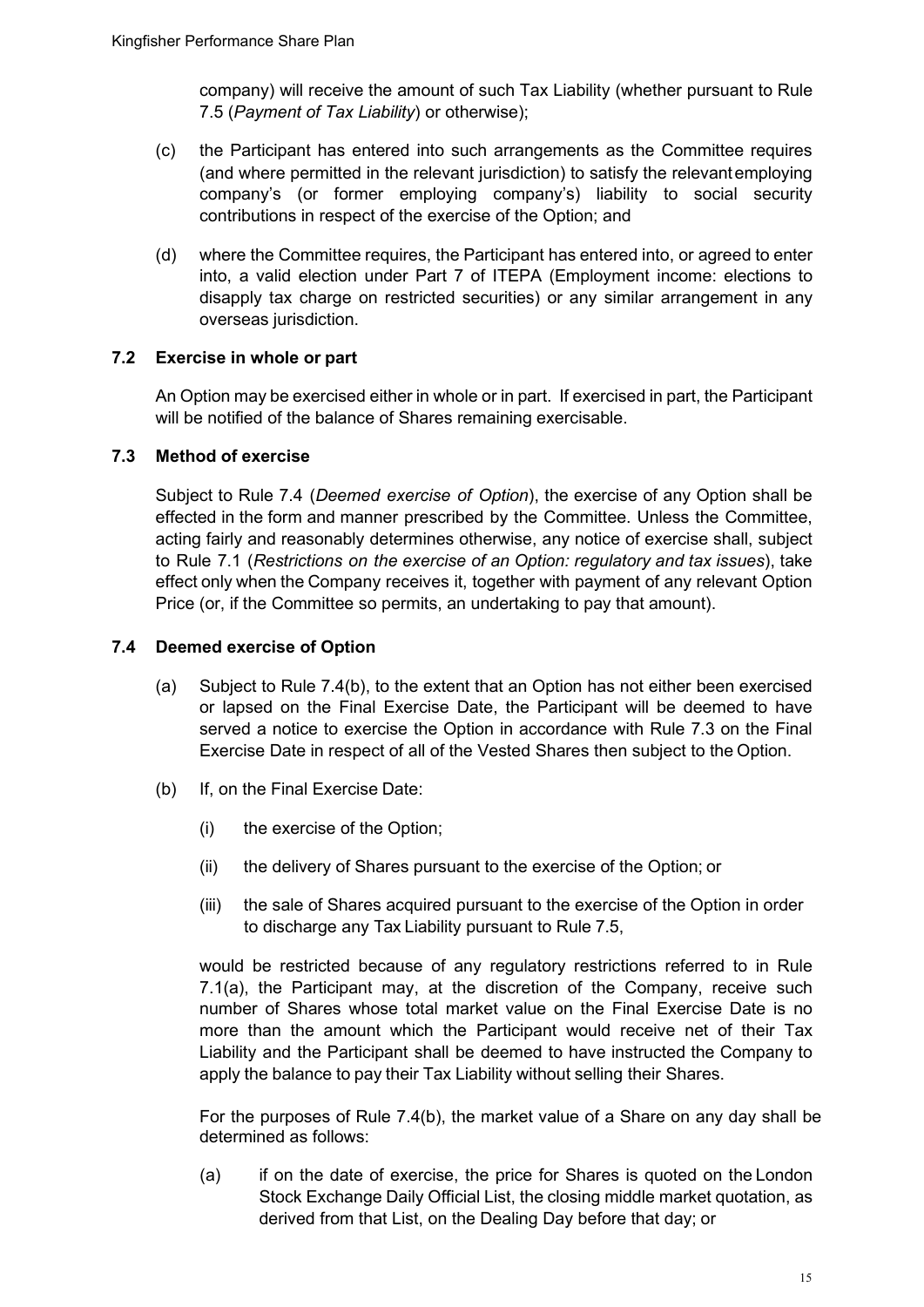company) will receive the amount of such Tax Liability (whether pursuant to Rule 7.5 (*Payment of Tax Liability*) or otherwise);

(c) the Participant has entered into such arrangements as the Committee requires (and where permitted in the relevant jurisdiction) to satisfy the relevant employing company's (or former employing company's) liability to social security contributions in respect of the exercise of the Option; and

(d) where the Committee requires, the Participant has entered into, or agreed to enter into, a valid election under Part 7 of ITEPA (Employment income: elections to disapply tax charge on restricted securities) or any similar arrangement in any overseas jurisdiction.

### 7.2 Exercise in whole or part

An Option may be exercised either in whole or in part. If exercised in part, the Participant will be notified of the balance of Shares remaining exercisable.

### 7.3 Method of exercise

Subject to Rule 7.4 (*Deemed exercise of Option*), the exercise of any Option shall be effected in the form and manner prescribed by the Committee. Unless the Committee, acting fairly and reasonably determines otherwise, any notice of exercise shall, subject to Rule 7.1 (*Restrictions on the exercise of an Option: regulatory and tax issues*), take effect only when the Company receives it, together with payment of any relevant Option Price (or, if the Committee so permits, an undertaking to pay that amount).

### 7.4 Deemed exercise of Option

(a) Subject to Rule 7.4(b), to the extent that an Option has not either been exercised or lapsed on the Final Exercise Date, the Participant will be deemed to have served a notice to exercise the Option in accordance with Rule 7.3 on the Final Exercise Date in respect of all of the Vested Shares then subject to the Option.

(b) If, on the Final Exercise Date:

  (i) the exercise of the Option;

  (ii) the delivery of Shares pursuant to the exercise of the Option; or

  (iii) the sale of Shares acquired pursuant to the exercise of the Option in order to discharge any Tax Liability pursuant to Rule 7.5,

would be restricted because of any regulatory restrictions referred to in Rule 7.1(a), the Participant may, at the discretion of the Company, receive such number of Shares whose total market value on the Final Exercise Date is no more than the amount which the Participant would receive net of their Tax Liability and the Participant shall be deemed to have instructed the Company to apply the balance to pay their Tax Liability without selling their Shares.

For the purposes of Rule 7.4(b), the market value of a Share on any day shall be determined as follows:

(a) if on the date of exercise, the price for Shares is quoted on the London Stock Exchange Daily Official List, the closing middle market quotation, as derived from that List, on the Dealing Day before that day; or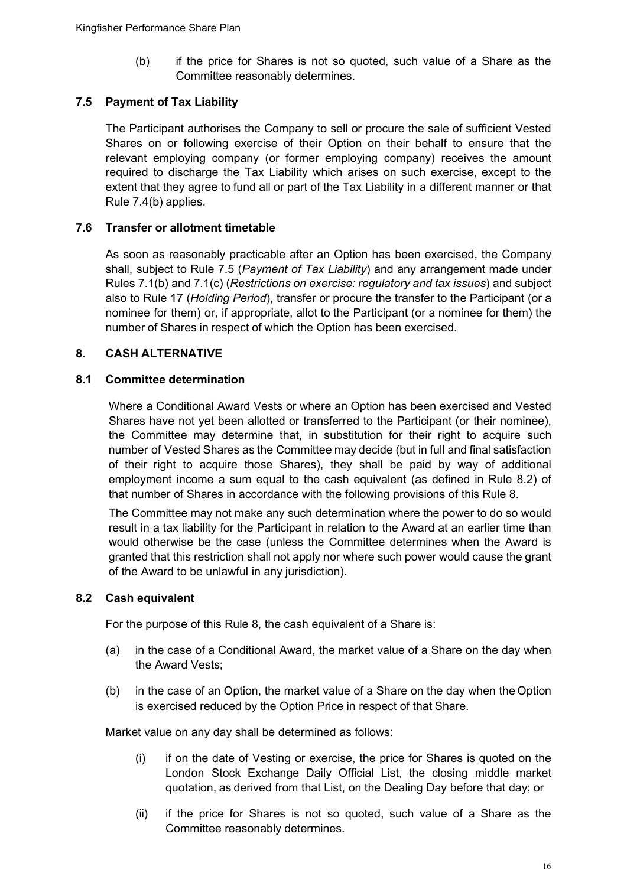(b) if the price for Shares is not so quoted, such value of a Share as the Committee reasonably determines.

### 7.5 Payment of Tax Liability

The Participant authorises the Company to sell or procure the sale of sufficient Vested Shares on or following exercise of their Option on their behalf to ensure that the relevant employing company (or former employing company) receives the amount required to discharge the Tax Liability which arises on such exercise, except to the extent that they agree to fund all or part of the Tax Liability in a different manner or that Rule 7.4(b) applies.

### 7.6 Transfer or allotment timetable

As soon as reasonably practicable after an Option has been exercised, the Company shall, subject to Rule 7.5 (*Payment of Tax Liability*) and any arrangement made under Rules 7.1(b) and 7.1(c) (*Restrictions on exercise: regulatory and tax issues*) and subject also to Rule 17 (*Holding Period*), transfer or procure the transfer to the Participant (or a nominee for them) or, if appropriate, allot to the Participant (or a nominee for them) the number of Shares in respect of which the Option has been exercised.

## 8. CASH ALTERNATIVE

### 8.1 Committee determination

Where a Conditional Award Vests or where an Option has been exercised and Vested Shares have not yet been allotted or transferred to the Participant (or their nominee), the Committee may determine that, in substitution for their right to acquire such number of Vested Shares as the Committee may decide (but in full and final satisfaction of their right to acquire those Shares), they shall be paid by way of additional employment income a sum equal to the cash equivalent (as defined in Rule 8.2) of that number of Shares in accordance with the following provisions of this Rule 8.

The Committee may not make any such determination where the power to do so would result in a tax liability for the Participant in relation to the Award at an earlier time than would otherwise be the case (unless the Committee determines when the Award is granted that this restriction shall not apply nor where such power would cause the grant of the Award to be unlawful in any jurisdiction).

### 8.2 Cash equivalent

For the purpose of this Rule 8, the cash equivalent of a Share is:

(a) in the case of a Conditional Award, the market value of a Share on the day when the Award Vests;

(b) in the case of an Option, the market value of a Share on the day when the Option is exercised reduced by the Option Price in respect of that Share.

Market value on any day shall be determined as follows:

(i) if on the date of Vesting or exercise, the price for Shares is quoted on the London Stock Exchange Daily Official List, the closing middle market quotation, as derived from that List, on the Dealing Day before that day; or

(ii) if the price for Shares is not so quoted, such value of a Share as the Committee reasonably determines.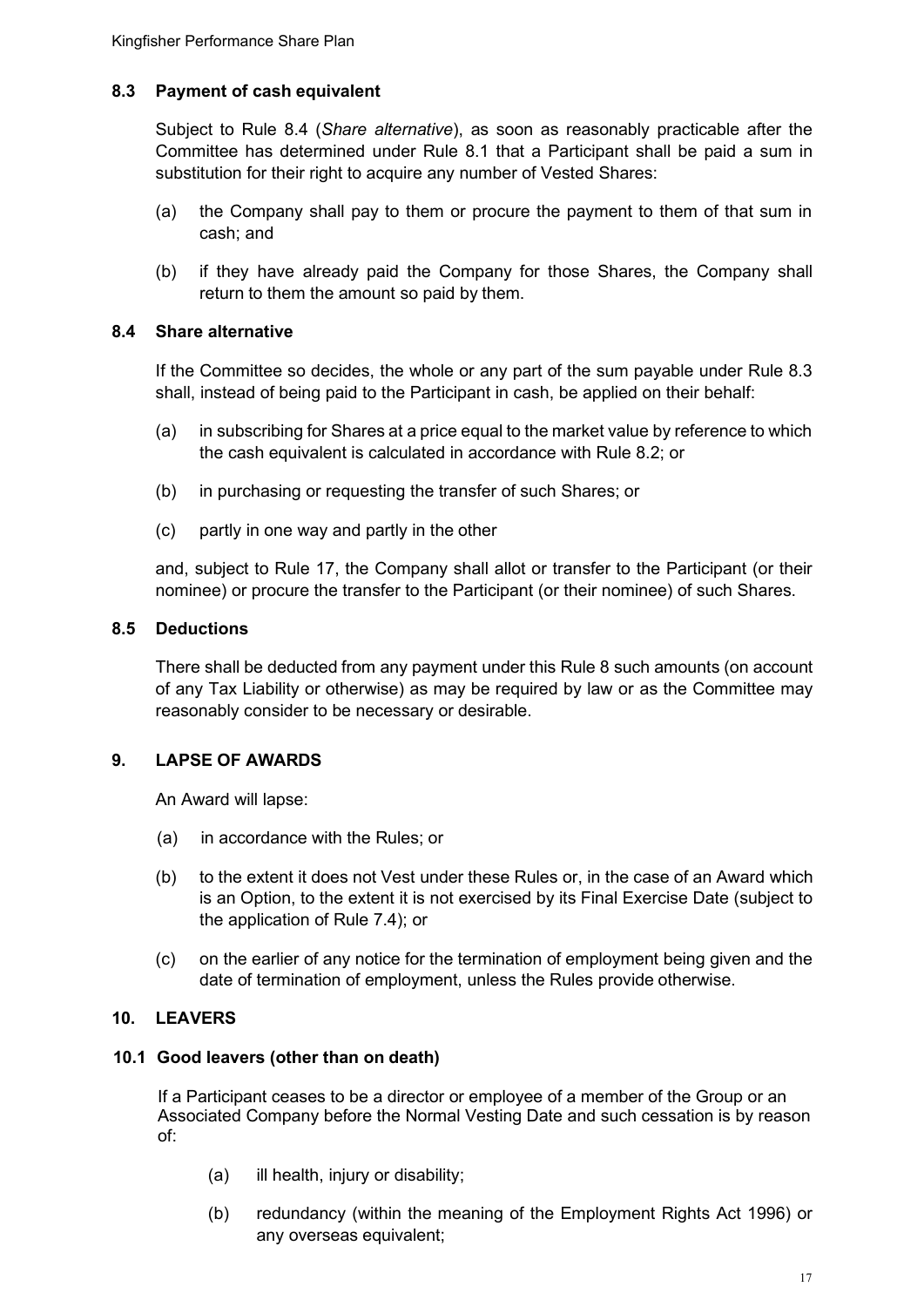### 8.3 Payment of cash equivalent

Subject to Rule 8.4 (*Share alternative*), as soon as reasonably practicable after the Committee has determined under Rule 8.1 that a Participant shall be paid a sum in substitution for their right to acquire any number of Vested Shares:

(a) the Company shall pay to them or procure the payment to them of that sum in cash; and

(b) if they have already paid the Company for those Shares, the Company shall return to them the amount so paid by them.

### 8.4 Share alternative

If the Committee so decides, the whole or any part of the sum payable under Rule 8.3 shall, instead of being paid to the Participant in cash, be applied on their behalf:

(a) in subscribing for Shares at a price equal to the market value by reference to which the cash equivalent is calculated in accordance with Rule 8.2; or

(b) in purchasing or requesting the transfer of such Shares; or

(c) partly in one way and partly in the other

and, subject to Rule 17, the Company shall allot or transfer to the Participant (or their nominee) or procure the transfer to the Participant (or their nominee) of such Shares.

### 8.5 Deductions

There shall be deducted from any payment under this Rule 8 such amounts (on account of any Tax Liability or otherwise) as may be required by law or as the Committee may reasonably consider to be necessary or desirable.

## 9. LAPSE OF AWARDS

An Award will lapse:

(a) in accordance with the Rules; or

(b) to the extent it does not Vest under these Rules or, in the case of an Award which is an Option, to the extent it is not exercised by its Final Exercise Date (subject to the application of Rule 7.4); or

(c) on the earlier of any notice for the termination of employment being given and the date of termination of employment, unless the Rules provide otherwise.

## 10. LEAVERS

### 10.1 Good leavers (other than on death)

If a Participant ceases to be a director or employee of a member of the Group or an Associated Company before the Normal Vesting Date and such cessation is by reason of:

(a) ill health, injury or disability;

(b) redundancy (within the meaning of the Employment Rights Act 1996) or any overseas equivalent;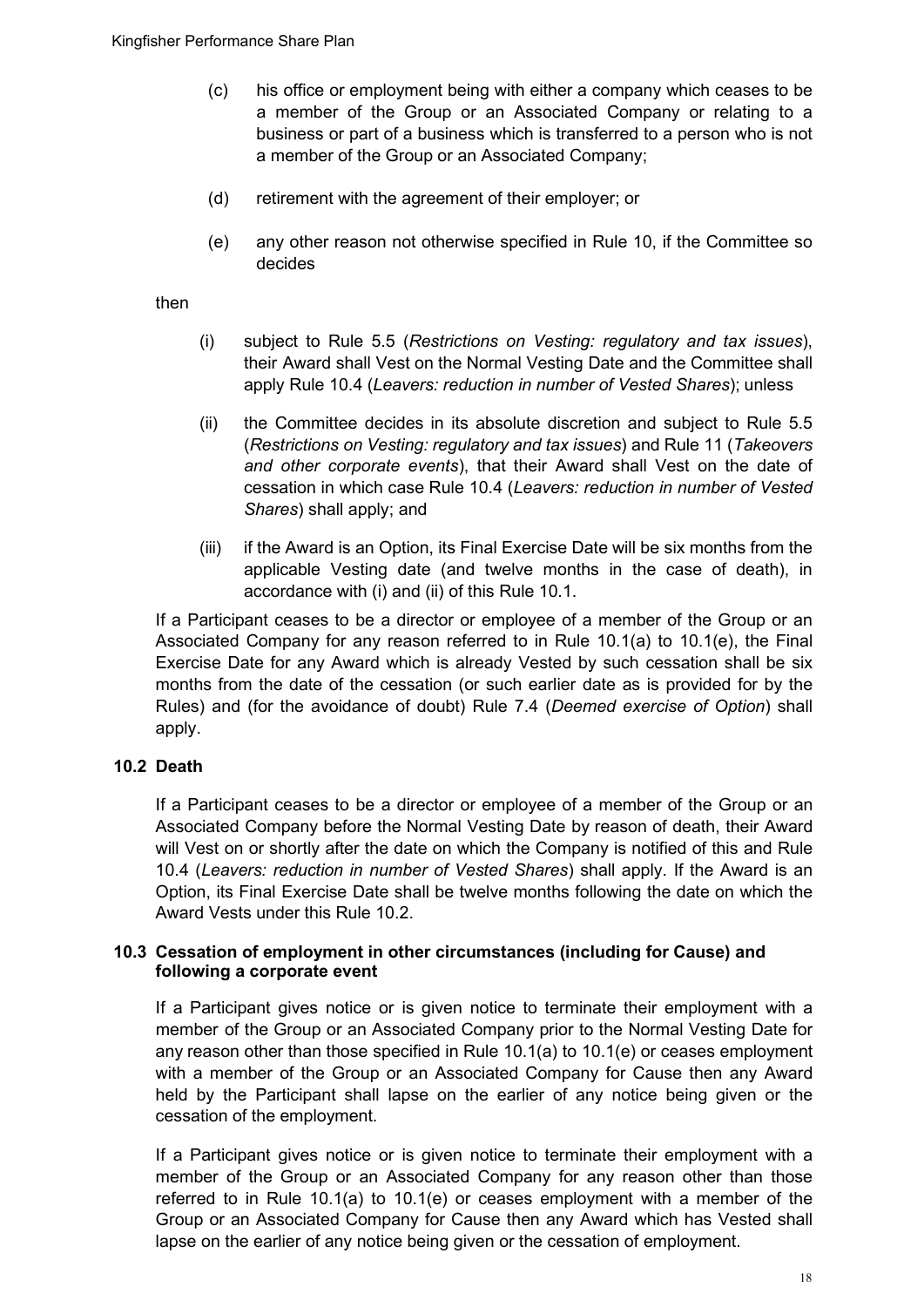(c) his office or employment being with either a company which ceases to be a member of the Group or an Associated Company or relating to a business or part of a business which is transferred to a person who is not a member of the Group or an Associated Company;

(d) retirement with the agreement of their employer; or

(e) any other reason not otherwise specified in Rule 10, if the Committee so decides

then

(i) subject to Rule 5.5 (*Restrictions on Vesting: regulatory and tax issues*), their Award shall Vest on the Normal Vesting Date and the Committee shall apply Rule 10.4 (*Leavers: reduction in number of Vested Shares*); unless

(ii) the Committee decides in its absolute discretion and subject to Rule 5.5 (*Restrictions on Vesting: regulatory and tax issues*) and Rule 11 (*Takeovers and other corporate events*), that their Award shall Vest on the date of cessation in which case Rule 10.4 (*Leavers: reduction in number of Vested Shares*) shall apply; and

(iii) if the Award is an Option, its Final Exercise Date will be six months from the applicable Vesting date (and twelve months in the case of death), in accordance with (i) and (ii) of this Rule 10.1.

If a Participant ceases to be a director or employee of a member of the Group or an Associated Company for any reason referred to in Rule 10.1(a) to 10.1(e), the Final Exercise Date for any Award which is already Vested by such cessation shall be six months from the date of the cessation (or such earlier date as is provided for by the Rules) and (for the avoidance of doubt) Rule 7.4 (*Deemed exercise of Option*) shall apply.

### 10.2 Death

If a Participant ceases to be a director or employee of a member of the Group or an Associated Company before the Normal Vesting Date by reason of death, their Award will Vest on or shortly after the date on which the Company is notified of this and Rule 10.4 (*Leavers: reduction in number of Vested Shares*) shall apply. If the Award is an Option, its Final Exercise Date shall be twelve months following the date on which the Award Vests under this Rule 10.2.

### 10.3 Cessation of employment in other circumstances (including for Cause) and following a corporate event

If a Participant gives notice or is given notice to terminate their employment with a member of the Group or an Associated Company prior to the Normal Vesting Date for any reason other than those specified in Rule 10.1(a) to 10.1(e) or ceases employment with a member of the Group or an Associated Company for Cause then any Award held by the Participant shall lapse on the earlier of any notice being given or the cessation of the employment.

If a Participant gives notice or is given notice to terminate their employment with a member of the Group or an Associated Company for any reason other than those referred to in Rule 10.1(a) to 10.1(e) or ceases employment with a member of the Group or an Associated Company for Cause then any Award which has Vested shall lapse on the earlier of any notice being given or the cessation of employment.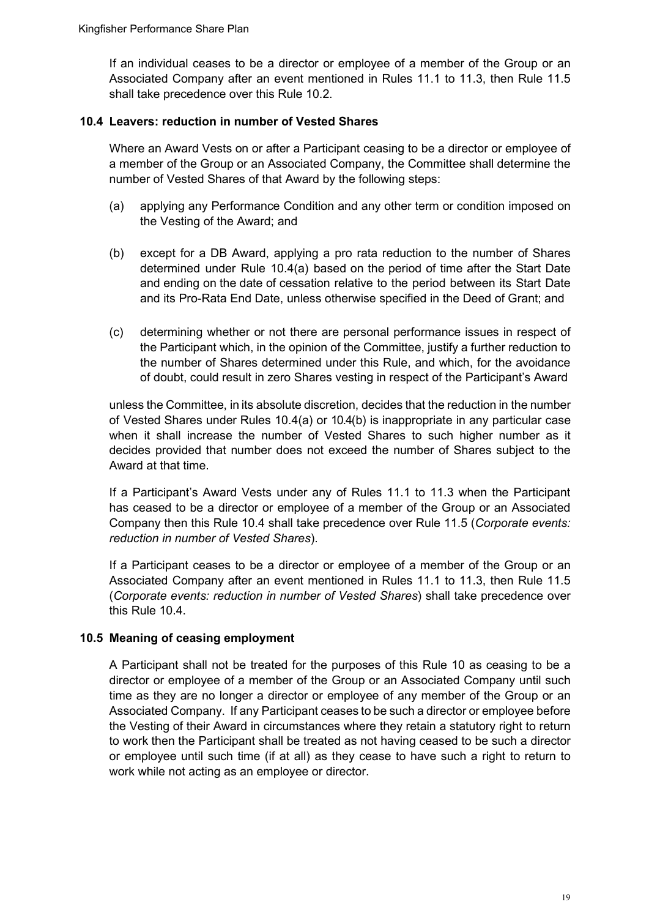If an individual ceases to be a director or employee of a member of the Group or an Associated Company after an event mentioned in Rules 11.1 to 11.3, then Rule 11.5 shall take precedence over this Rule 10.2.

### 10.4 Leavers: reduction in number of Vested Shares

Where an Award Vests on or after a Participant ceasing to be a director or employee of a member of the Group or an Associated Company, the Committee shall determine the number of Vested Shares of that Award by the following steps:

(a) applying any Performance Condition and any other term or condition imposed on the Vesting of the Award; and

(b) except for a DB Award, applying a pro rata reduction to the number of Shares determined under Rule 10.4(a) based on the period of time after the Start Date and ending on the date of cessation relative to the period between its Start Date and its Pro-Rata End Date, unless otherwise specified in the Deed of Grant; and

(c) determining whether or not there are personal performance issues in respect of the Participant which, in the opinion of the Committee, justify a further reduction to the number of Shares determined under this Rule, and which, for the avoidance of doubt, could result in zero Shares vesting in respect of the Participant's Award

unless the Committee, in its absolute discretion, decides that the reduction in the number of Vested Shares under Rules 10.4(a) or 10.4(b) is inappropriate in any particular case when it shall increase the number of Vested Shares to such higher number as it decides provided that number does not exceed the number of Shares subject to the Award at that time.

If a Participant's Award Vests under any of Rules 11.1 to 11.3 when the Participant has ceased to be a director or employee of a member of the Group or an Associated Company then this Rule 10.4 shall take precedence over Rule 11.5 (*Corporate events: reduction in number of Vested Shares*).

If a Participant ceases to be a director or employee of a member of the Group or an Associated Company after an event mentioned in Rules 11.1 to 11.3, then Rule 11.5 (*Corporate events: reduction in number of Vested Shares*) shall take precedence over this Rule 10.4.

### 10.5 Meaning of ceasing employment

A Participant shall not be treated for the purposes of this Rule 10 as ceasing to be a director or employee of a member of the Group or an Associated Company until such time as they are no longer a director or employee of any member of the Group or an Associated Company. If any Participant ceases to be such a director or employee before the Vesting of their Award in circumstances where they retain a statutory right to return to work then the Participant shall be treated as not having ceased to be such a director or employee until such time (if at all) as they cease to have such a right to return to work while not acting as an employee or director.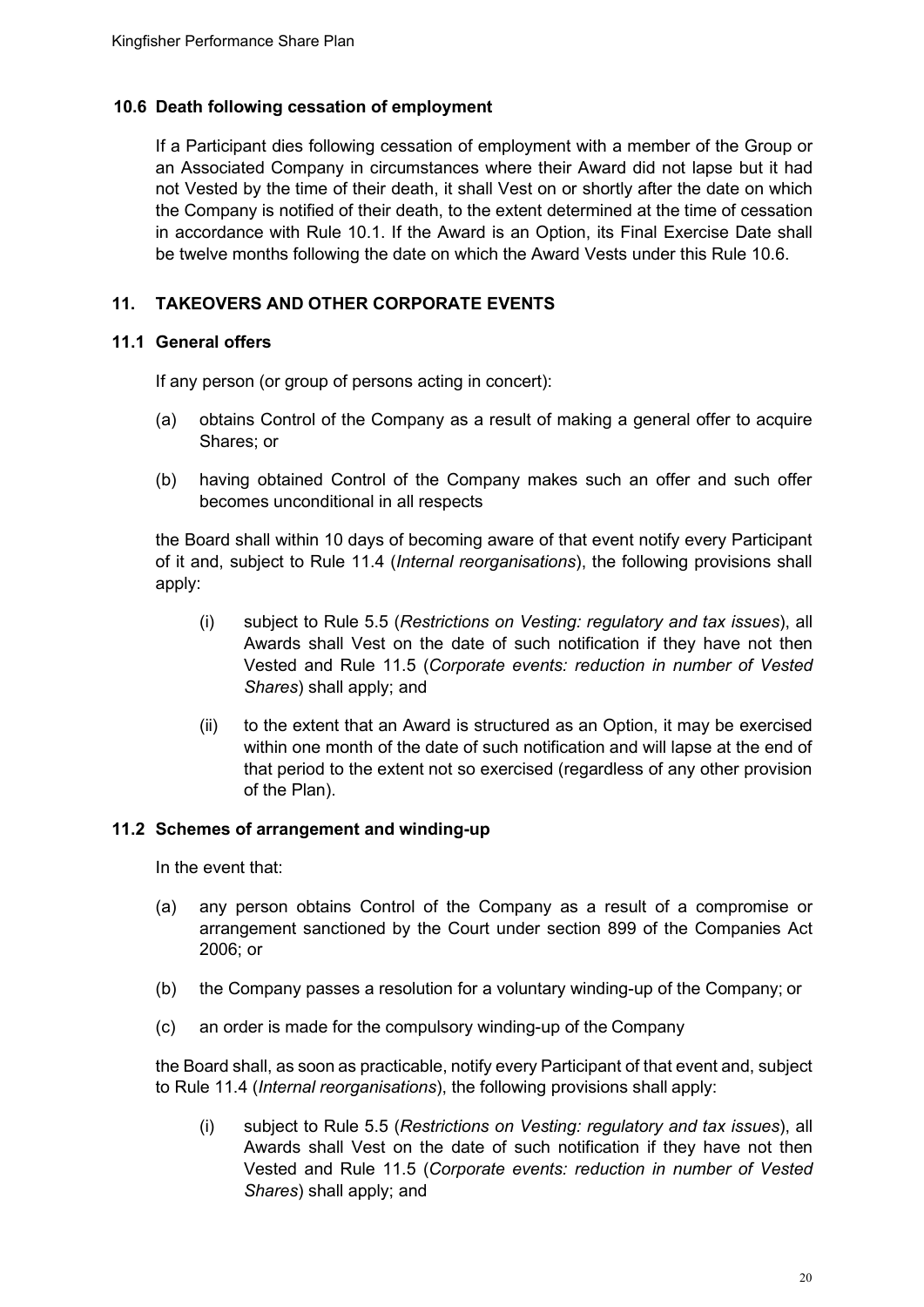### 10.6 Death following cessation of employment

If a Participant dies following cessation of employment with a member of the Group or an Associated Company in circumstances where their Award did not lapse but it had not Vested by the time of their death, it shall Vest on or shortly after the date on which the Company is notified of their death, to the extent determined at the time of cessation in accordance with Rule 10.1. If the Award is an Option, its Final Exercise Date shall be twelve months following the date on which the Award Vests under this Rule 10.6.

## 11. TAKEOVERS AND OTHER CORPORATE EVENTS

### 11.1 General offers

If any person (or group of persons acting in concert):

(a) obtains Control of the Company as a result of making a general offer to acquire Shares; or

(b) having obtained Control of the Company makes such an offer and such offer becomes unconditional in all respects

the Board shall within 10 days of becoming aware of that event notify every Participant of it and, subject to Rule 11.4 (*Internal reorganisations*), the following provisions shall apply:

(i) subject to Rule 5.5 (*Restrictions on Vesting: regulatory and tax issues*), all Awards shall Vest on the date of such notification if they have not then Vested and Rule 11.5 (*Corporate events: reduction in number of Vested Shares*) shall apply; and

(ii) to the extent that an Award is structured as an Option, it may be exercised within one month of the date of such notification and will lapse at the end of that period to the extent not so exercised (regardless of any other provision of the Plan).

### 11.2 Schemes of arrangement and winding-up

In the event that:

(a) any person obtains Control of the Company as a result of a compromise or arrangement sanctioned by the Court under section 899 of the Companies Act 2006; or

(b) the Company passes a resolution for a voluntary winding-up of the Company; or

(c) an order is made for the compulsory winding-up of the Company

the Board shall, as soon as practicable, notify every Participant of that event and, subject to Rule 11.4 (*Internal reorganisations*), the following provisions shall apply:

(i) subject to Rule 5.5 (*Restrictions on Vesting: regulatory and tax issues*), all Awards shall Vest on the date of such notification if they have not then Vested and Rule 11.5 (*Corporate events: reduction in number of Vested Shares*) shall apply; and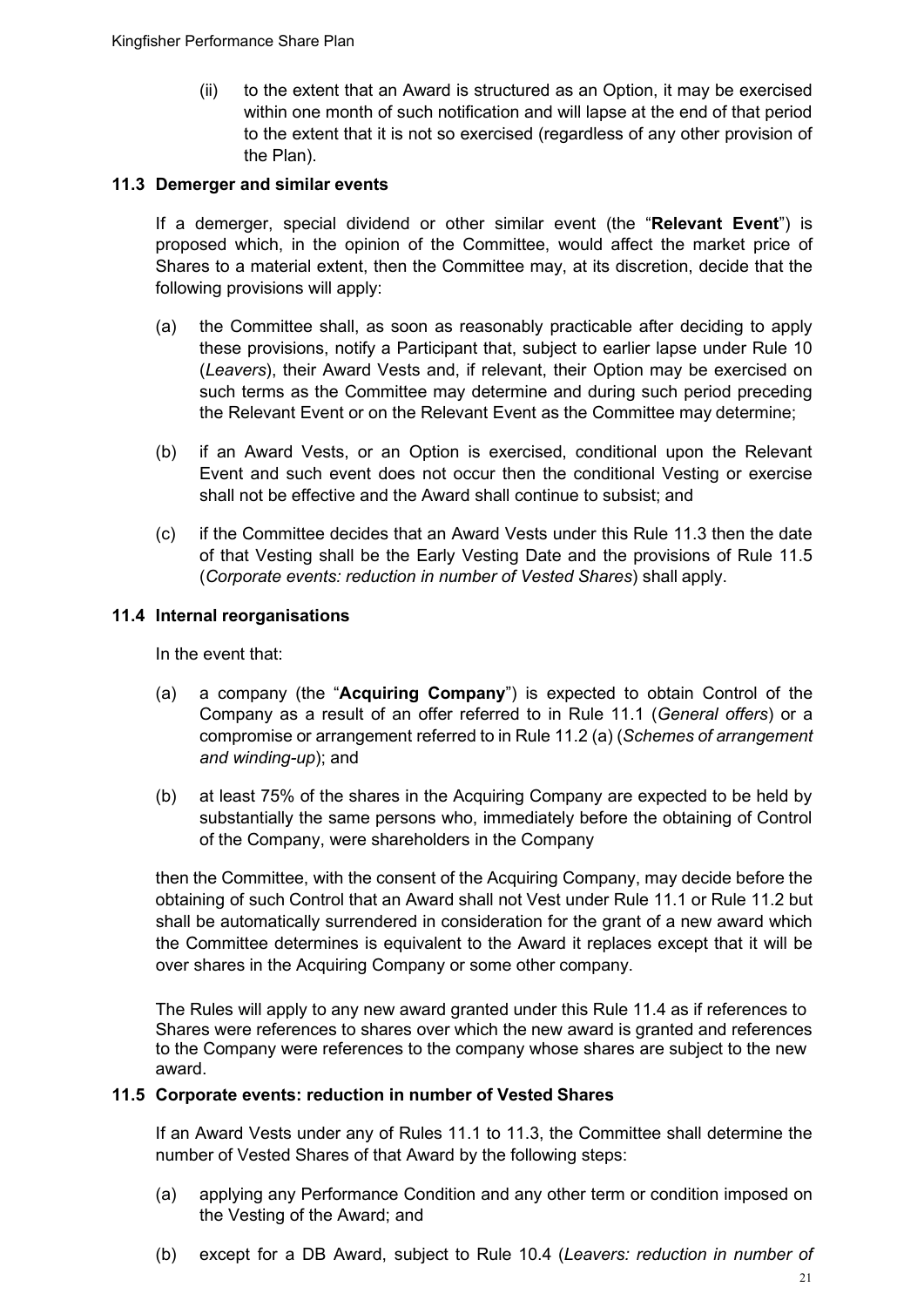(ii) to the extent that an Award is structured as an Option, it may be exercised within one month of such notification and will lapse at the end of that period to the extent that it is not so exercised (regardless of any other provision of the Plan).

### 11.3 Demerger and similar events

If a demerger, special dividend or other similar event (the "**Relevant Event**") is proposed which, in the opinion of the Committee, would affect the market price of Shares to a material extent, then the Committee may, at its discretion, decide that the following provisions will apply:

(a) the Committee shall, as soon as reasonably practicable after deciding to apply these provisions, notify a Participant that, subject to earlier lapse under Rule 10 (*Leavers*), their Award Vests and, if relevant, their Option may be exercised on such terms as the Committee may determine and during such period preceding the Relevant Event or on the Relevant Event as the Committee may determine;

(b) if an Award Vests, or an Option is exercised, conditional upon the Relevant Event and such event does not occur then the conditional Vesting or exercise shall not be effective and the Award shall continue to subsist; and

(c) if the Committee decides that an Award Vests under this Rule 11.3 then the date of that Vesting shall be the Early Vesting Date and the provisions of Rule 11.5 (*Corporate events: reduction in number of Vested Shares*) shall apply.

### 11.4 Internal reorganisations

In the event that:

(a) a company (the "**Acquiring Company**") is expected to obtain Control of the Company as a result of an offer referred to in Rule 11.1 (*General offers*) or a compromise or arrangement referred to in Rule 11.2 (a) (*Schemes of arrangement and winding-up*); and

(b) at least 75% of the shares in the Acquiring Company are expected to be held by substantially the same persons who, immediately before the obtaining of Control of the Company, were shareholders in the Company

then the Committee, with the consent of the Acquiring Company, may decide before the obtaining of such Control that an Award shall not Vest under Rule 11.1 or Rule 11.2 but shall be automatically surrendered in consideration for the grant of a new award which the Committee determines is equivalent to the Award it replaces except that it will be over shares in the Acquiring Company or some other company.

The Rules will apply to any new award granted under this Rule 11.4 as if references to Shares were references to shares over which the new award is granted and references to the Company were references to the company whose shares are subject to the new award.

### 11.5 Corporate events: reduction in number of Vested Shares

If an Award Vests under any of Rules 11.1 to 11.3, the Committee shall determine the number of Vested Shares of that Award by the following steps:

(a) applying any Performance Condition and any other term or condition imposed on the Vesting of the Award; and

(b) except for a DB Award, subject to Rule 10.4 (*Leavers: reduction in number of*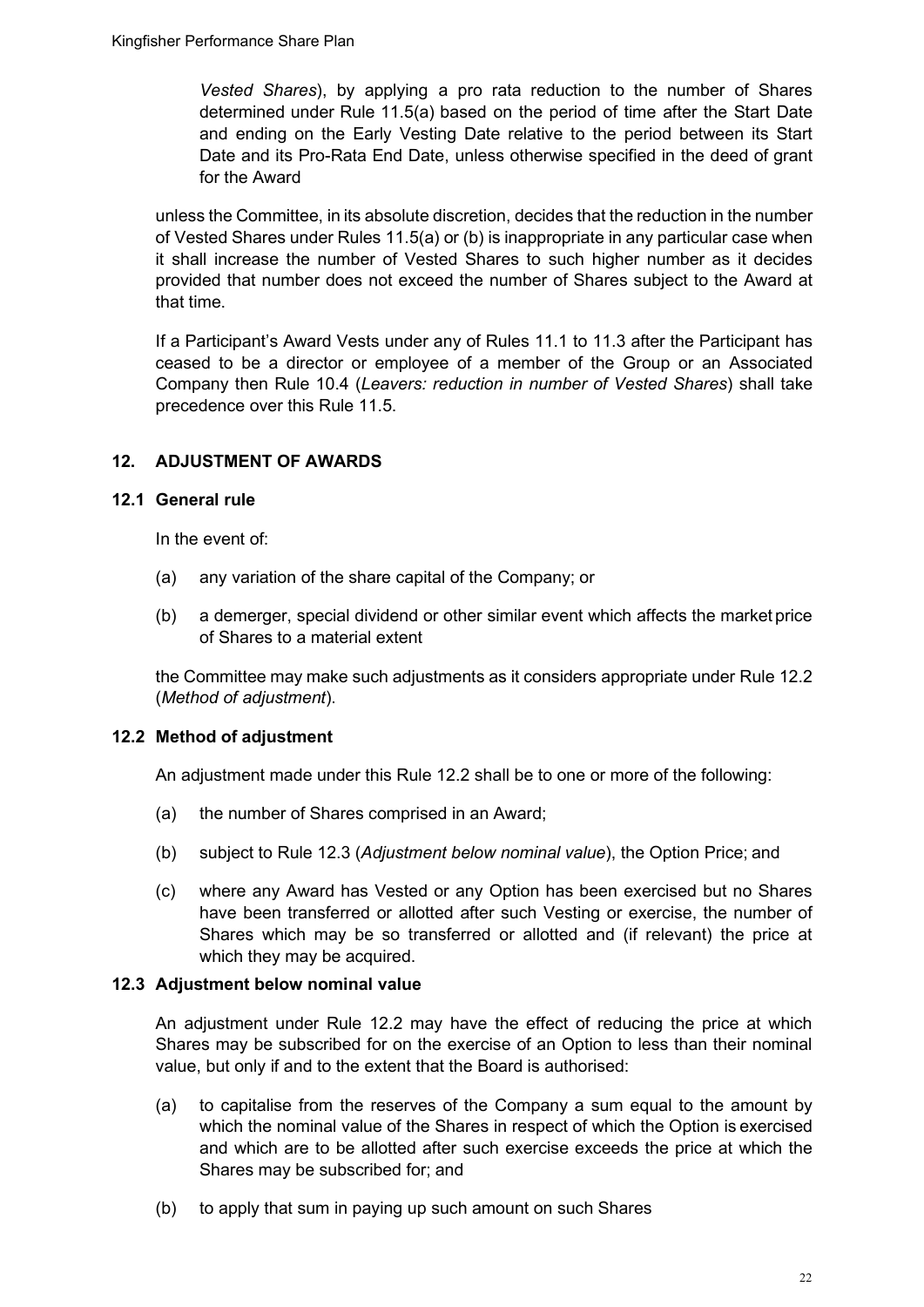*Vested Shares*), by applying a pro rata reduction to the number of Shares determined under Rule 11.5(a) based on the period of time after the Start Date and ending on the Early Vesting Date relative to the period between its Start Date and its Pro-Rata End Date, unless otherwise specified in the deed of grant for the Award

unless the Committee, in its absolute discretion, decides that the reduction in the number of Vested Shares under Rules 11.5(a) or (b) is inappropriate in any particular case when it shall increase the number of Vested Shares to such higher number as it decides provided that number does not exceed the number of Shares subject to the Award at that time.

If a Participant's Award Vests under any of Rules 11.1 to 11.3 after the Participant has ceased to be a director or employee of a member of the Group or an Associated Company then Rule 10.4 (*Leavers: reduction in number of Vested Shares*) shall take precedence over this Rule 11.5.

## 12. ADJUSTMENT OF AWARDS

### 12.1 General rule

In the event of:

(a) any variation of the share capital of the Company; or

(b) a demerger, special dividend or other similar event which affects the market price of Shares to a material extent

the Committee may make such adjustments as it considers appropriate under Rule 12.2 (*Method of adjustment*).

### 12.2 Method of adjustment

An adjustment made under this Rule 12.2 shall be to one or more of the following:

(a) the number of Shares comprised in an Award;

(b) subject to Rule 12.3 (*Adjustment below nominal value*), the Option Price; and

(c) where any Award has Vested or any Option has been exercised but no Shares have been transferred or allotted after such Vesting or exercise, the number of Shares which may be so transferred or allotted and (if relevant) the price at which they may be acquired.

### 12.3 Adjustment below nominal value

An adjustment under Rule 12.2 may have the effect of reducing the price at which Shares may be subscribed for on the exercise of an Option to less than their nominal value, but only if and to the extent that the Board is authorised:

(a) to capitalise from the reserves of the Company a sum equal to the amount by which the nominal value of the Shares in respect of which the Option is exercised and which are to be allotted after such exercise exceeds the price at which the Shares may be subscribed for; and

(b) to apply that sum in paying up such amount on such Shares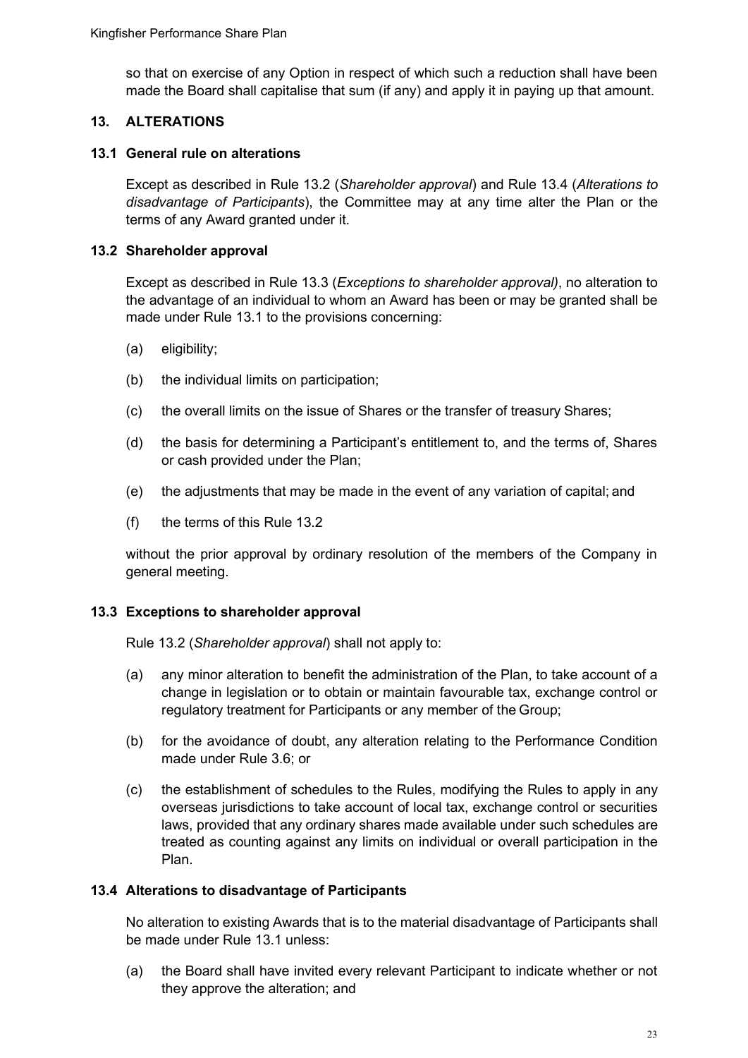so that on exercise of any Option in respect of which such a reduction shall have been made the Board shall capitalise that sum (if any) and apply it in paying up that amount.

## 13. ALTERATIONS

### 13.1 General rule on alterations

Except as described in Rule 13.2 (*Shareholder approval*) and Rule 13.4 (*Alterations to disadvantage of Participants*), the Committee may at any time alter the Plan or the terms of any Award granted under it.

### 13.2 Shareholder approval

Except as described in Rule 13.3 (*Exceptions to shareholder approval)*, no alteration to the advantage of an individual to whom an Award has been or may be granted shall be made under Rule 13.1 to the provisions concerning:

(a) eligibility;

(b) the individual limits on participation;

(c) the overall limits on the issue of Shares or the transfer of treasury Shares;

(d) the basis for determining a Participant's entitlement to, and the terms of, Shares or cash provided under the Plan;

(e) the adjustments that may be made in the event of any variation of capital; and

(f) the terms of this Rule 13.2

without the prior approval by ordinary resolution of the members of the Company in general meeting.

### 13.3 Exceptions to shareholder approval

Rule 13.2 (*Shareholder approval*) shall not apply to:

(a) any minor alteration to benefit the administration of the Plan, to take account of a change in legislation or to obtain or maintain favourable tax, exchange control or regulatory treatment for Participants or any member of the Group;

(b) for the avoidance of doubt, any alteration relating to the Performance Condition made under Rule 3.6; or

(c) the establishment of schedules to the Rules, modifying the Rules to apply in any overseas jurisdictions to take account of local tax, exchange control or securities laws, provided that any ordinary shares made available under such schedules are treated as counting against any limits on individual or overall participation in the Plan.

### 13.4 Alterations to disadvantage of Participants

No alteration to existing Awards that is to the material disadvantage of Participants shall be made under Rule 13.1 unless:

(a) the Board shall have invited every relevant Participant to indicate whether or not they approve the alteration; and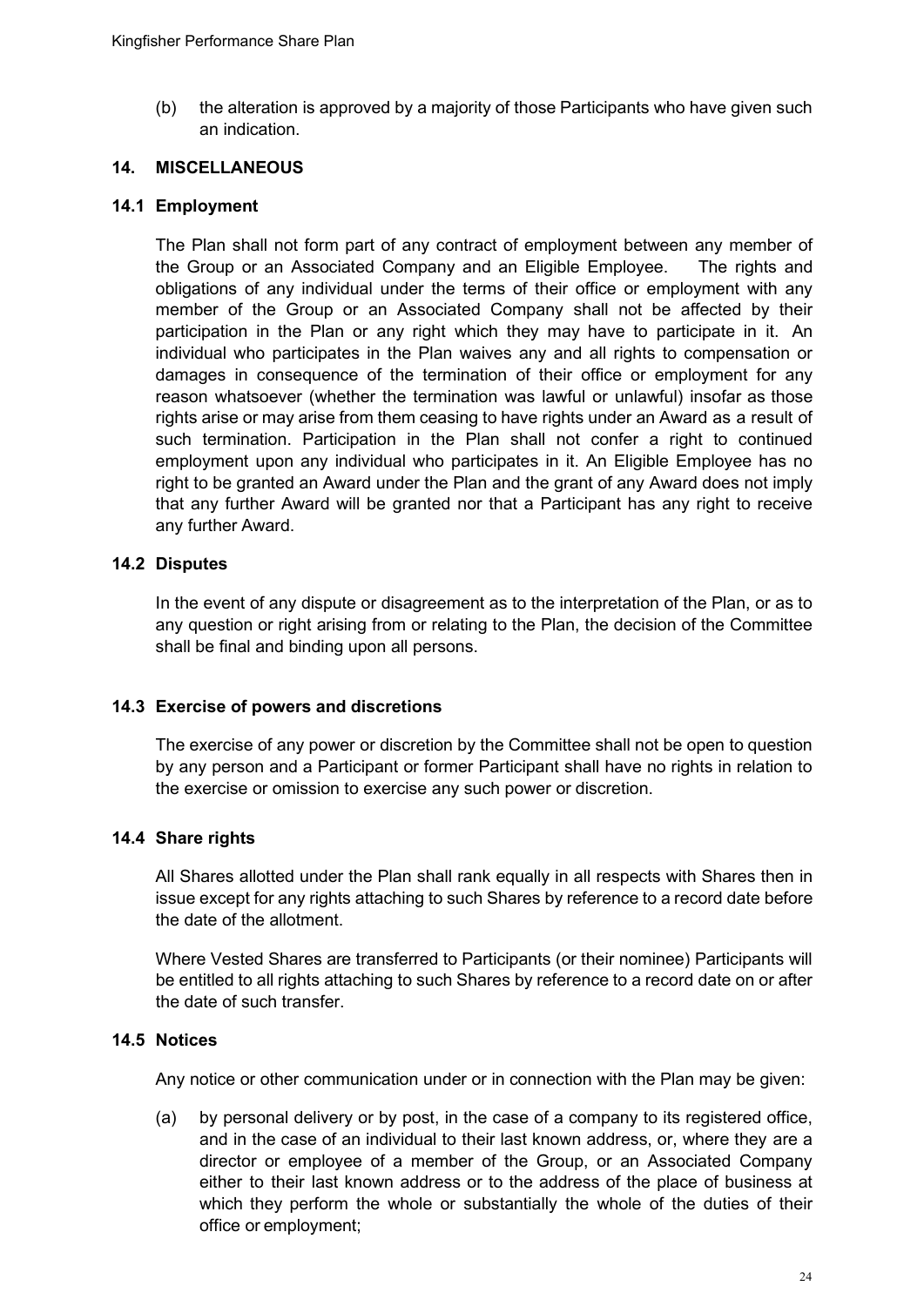(b) the alteration is approved by a majority of those Participants who have given such an indication.

## 14. MISCELLANEOUS

### 14.1 Employment

The Plan shall not form part of any contract of employment between any member of the Group or an Associated Company and an Eligible Employee. The rights and obligations of any individual under the terms of their office or employment with any member of the Group or an Associated Company shall not be affected by their participation in the Plan or any right which they may have to participate in it. An individual who participates in the Plan waives any and all rights to compensation or damages in consequence of the termination of their office or employment for any reason whatsoever (whether the termination was lawful or unlawful) insofar as those rights arise or may arise from them ceasing to have rights under an Award as a result of such termination. Participation in the Plan shall not confer a right to continued employment upon any individual who participates in it. An Eligible Employee has no right to be granted an Award under the Plan and the grant of any Award does not imply that any further Award will be granted nor that a Participant has any right to receive any further Award.

### 14.2 Disputes

In the event of any dispute or disagreement as to the interpretation of the Plan, or as to any question or right arising from or relating to the Plan, the decision of the Committee shall be final and binding upon all persons.

### 14.3 Exercise of powers and discretions

The exercise of any power or discretion by the Committee shall not be open to question by any person and a Participant or former Participant shall have no rights in relation to the exercise or omission to exercise any such power or discretion.

### 14.4 Share rights

All Shares allotted under the Plan shall rank equally in all respects with Shares then in issue except for any rights attaching to such Shares by reference to a record date before the date of the allotment.

Where Vested Shares are transferred to Participants (or their nominee) Participants will be entitled to all rights attaching to such Shares by reference to a record date on or after the date of such transfer.

### 14.5 Notices

Any notice or other communication under or in connection with the Plan may be given:

(a) by personal delivery or by post, in the case of a company to its registered office, and in the case of an individual to their last known address, or, where they are a director or employee of a member of the Group, or an Associated Company either to their last known address or to the address of the place of business at which they perform the whole or substantially the whole of the duties of their office or employment;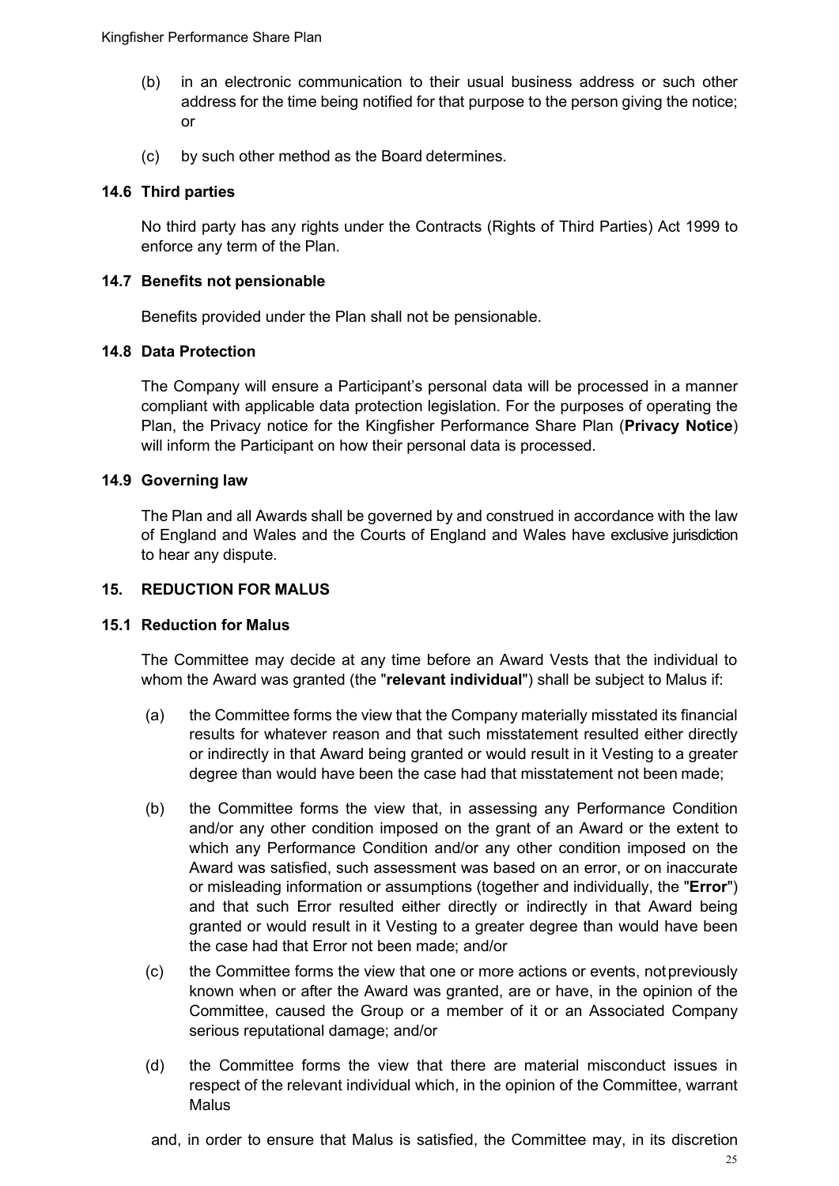(b) in an electronic communication to their usual business address or such other address for the time being notified for that purpose to the person giving the notice; or

(c) by such other method as the Board determines.

### 14.6 Third parties

No third party has any rights under the Contracts (Rights of Third Parties) Act 1999 to enforce any term of the Plan.

### 14.7 Benefits not pensionable

Benefits provided under the Plan shall not be pensionable.

### 14.8 Data Protection

The Company will ensure a Participant's personal data will be processed in a manner compliant with applicable data protection legislation. For the purposes of operating the Plan, the Privacy notice for the Kingfisher Performance Share Plan (**Privacy Notice**) will inform the Participant on how their personal data is processed.

### 14.9 Governing law

The Plan and all Awards shall be governed by and construed in accordance with the law of England and Wales and the Courts of England and Wales have exclusive jurisdiction to hear any dispute.

## 15. REDUCTION FOR MALUS

### 15.1 Reduction for Malus

The Committee may decide at any time before an Award Vests that the individual to whom the Award was granted (the "**relevant individual**") shall be subject to Malus if:

(a) the Committee forms the view that the Company materially misstated its financial results for whatever reason and that such misstatement resulted either directly or indirectly in that Award being granted or would result in it Vesting to a greater degree than would have been the case had that misstatement not been made;

(b) the Committee forms the view that, in assessing any Performance Condition and/or any other condition imposed on the grant of an Award or the extent to which any Performance Condition and/or any other condition imposed on the Award was satisfied, such assessment was based on an error, or on inaccurate or misleading information or assumptions (together and individually, the "**Error**") and that such Error resulted either directly or indirectly in that Award being granted or would result in it Vesting to a greater degree than would have been the case had that Error not been made; and/or

(c) the Committee forms the view that one or more actions or events, not previously known when or after the Award was granted, are or have, in the opinion of the Committee, caused the Group or a member of it or an Associated Company serious reputational damage; and/or

(d) the Committee forms the view that there are material misconduct issues in respect of the relevant individual which, in the opinion of the Committee, warrant Malus

and, in order to ensure that Malus is satisfied, the Committee may, in its discretion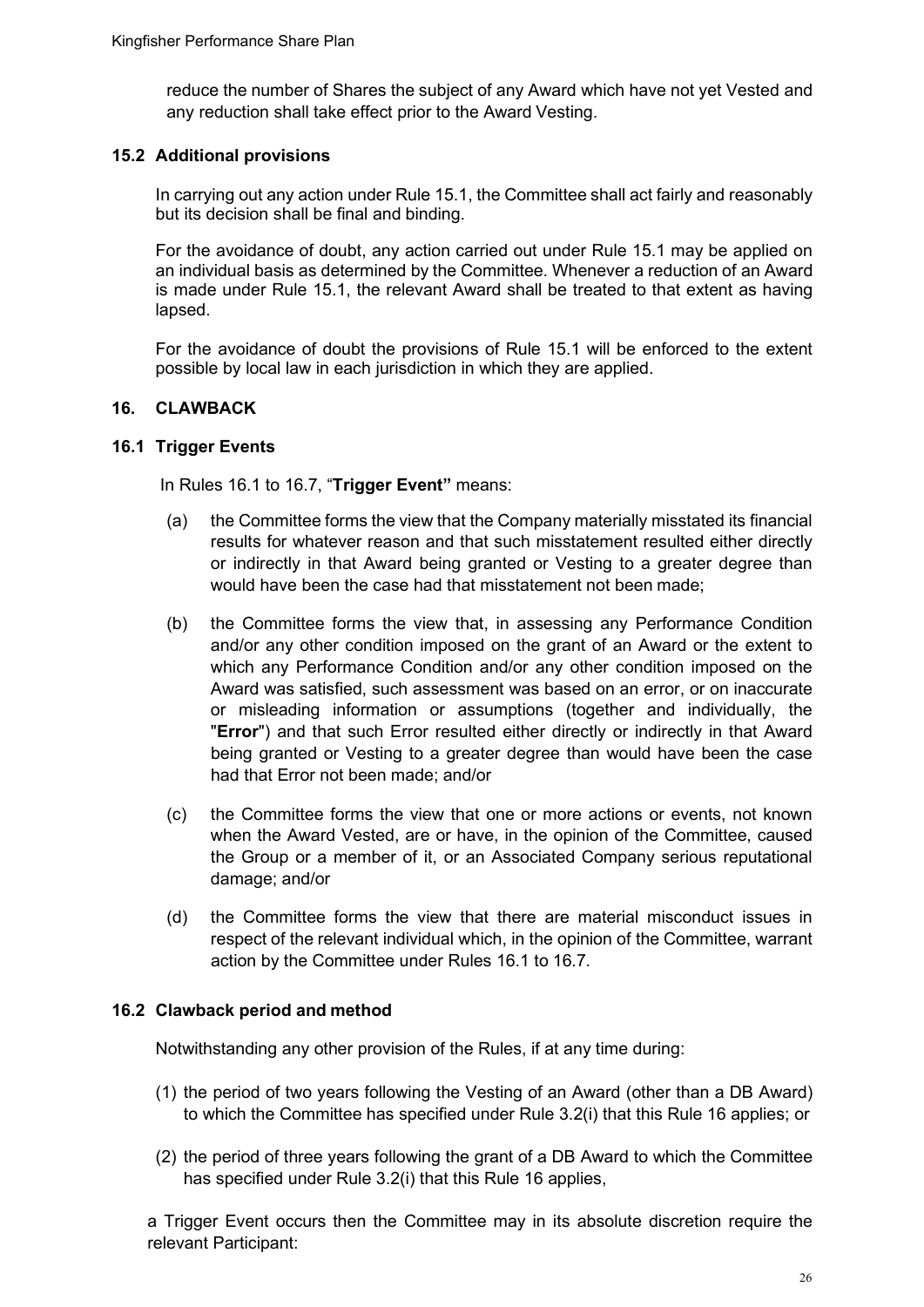reduce the number of Shares the subject of any Award which have not yet Vested and any reduction shall take effect prior to the Award Vesting.

### 15.2 Additional provisions

In carrying out any action under Rule 15.1, the Committee shall act fairly and reasonably but its decision shall be final and binding.

For the avoidance of doubt, any action carried out under Rule 15.1 may be applied on an individual basis as determined by the Committee. Whenever a reduction of an Award is made under Rule 15.1, the relevant Award shall be treated to that extent as having lapsed.

For the avoidance of doubt the provisions of Rule 15.1 will be enforced to the extent possible by local law in each jurisdiction in which they are applied.

## 16. CLAWBACK

### 16.1 Trigger Events

In Rules 16.1 to 16.7, "**Trigger Event"** means:

(a) the Committee forms the view that the Company materially misstated its financial results for whatever reason and that such misstatement resulted either directly or indirectly in that Award being granted or Vesting to a greater degree than would have been the case had that misstatement not been made;

(b) the Committee forms the view that, in assessing any Performance Condition and/or any other condition imposed on the grant of an Award or the extent to which any Performance Condition and/or any other condition imposed on the Award was satisfied, such assessment was based on an error, or on inaccurate or misleading information or assumptions (together and individually, the "**Error**") and that such Error resulted either directly or indirectly in that Award being granted or Vesting to a greater degree than would have been the case had that Error not been made; and/or

(c) the Committee forms the view that one or more actions or events, not known when the Award Vested, are or have, in the opinion of the Committee, caused the Group or a member of it, or an Associated Company serious reputational damage; and/or

(d) the Committee forms the view that there are material misconduct issues in respect of the relevant individual which, in the opinion of the Committee, warrant action by the Committee under Rules 16.1 to 16.7.

### 16.2 Clawback period and method

Notwithstanding any other provision of the Rules, if at any time during:

(1) the period of two years following the Vesting of an Award (other than a DB Award) to which the Committee has specified under Rule 3.2(i) that this Rule 16 applies; or

(2) the period of three years following the grant of a DB Award to which the Committee has specified under Rule 3.2(i) that this Rule 16 applies,

a Trigger Event occurs then the Committee may in its absolute discretion require the relevant Participant: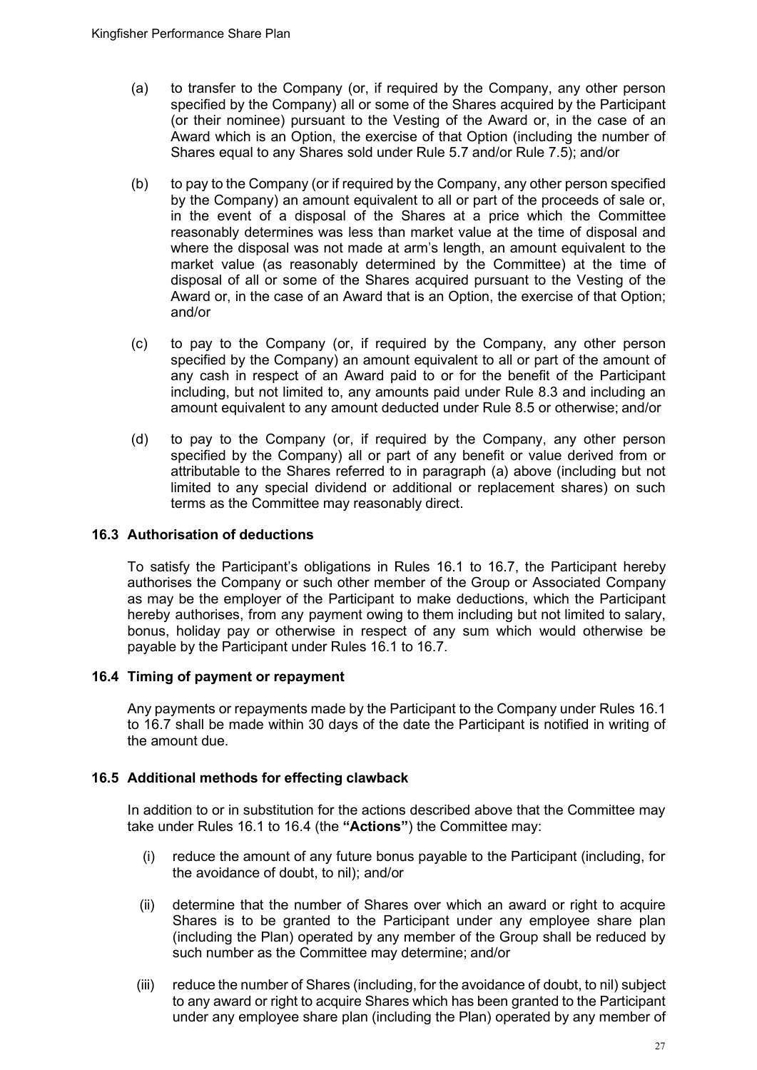(a) to transfer to the Company (or, if required by the Company, any other person specified by the Company) all or some of the Shares acquired by the Participant (or their nominee) pursuant to the Vesting of the Award or, in the case of an Award which is an Option, the exercise of that Option (including the number of Shares equal to any Shares sold under Rule 5.7 and/or Rule 7.5); and/or

(b) to pay to the Company (or if required by the Company, any other person specified by the Company) an amount equivalent to all or part of the proceeds of sale or, in the event of a disposal of the Shares at a price which the Committee reasonably determines was less than market value at the time of disposal and where the disposal was not made at arm's length, an amount equivalent to the market value (as reasonably determined by the Committee) at the time of disposal of all or some of the Shares acquired pursuant to the Vesting of the Award or, in the case of an Award that is an Option, the exercise of that Option; and/or

(c) to pay to the Company (or, if required by the Company, any other person specified by the Company) an amount equivalent to all or part of the amount of any cash in respect of an Award paid to or for the benefit of the Participant including, but not limited to, any amounts paid under Rule 8.3 and including an amount equivalent to any amount deducted under Rule 8.5 or otherwise; and/or

(d) to pay to the Company (or, if required by the Company, any other person specified by the Company) all or part of any benefit or value derived from or attributable to the Shares referred to in paragraph (a) above (including but not limited to any special dividend or additional or replacement shares) on such terms as the Committee may reasonably direct.

### 16.3 Authorisation of deductions

To satisfy the Participant's obligations in Rules 16.1 to 16.7, the Participant hereby authorises the Company or such other member of the Group or Associated Company as may be the employer of the Participant to make deductions, which the Participant hereby authorises, from any payment owing to them including but not limited to salary, bonus, holiday pay or otherwise in respect of any sum which would otherwise be payable by the Participant under Rules 16.1 to 16.7.

### 16.4 Timing of payment or repayment

Any payments or repayments made by the Participant to the Company under Rules 16.1 to 16.7 shall be made within 30 days of the date the Participant is notified in writing of the amount due.

### 16.5 Additional methods for effecting clawback

In addition to or in substitution for the actions described above that the Committee may take under Rules 16.1 to 16.4 (the **"Actions"**) the Committee may:

(i) reduce the amount of any future bonus payable to the Participant (including, for the avoidance of doubt, to nil); and/or

(ii) determine that the number of Shares over which an award or right to acquire Shares is to be granted to the Participant under any employee share plan (including the Plan) operated by any member of the Group shall be reduced by such number as the Committee may determine; and/or

(iii) reduce the number of Shares (including, for the avoidance of doubt, to nil) subject to any award or right to acquire Shares which has been granted to the Participant under any employee share plan (including the Plan) operated by any member of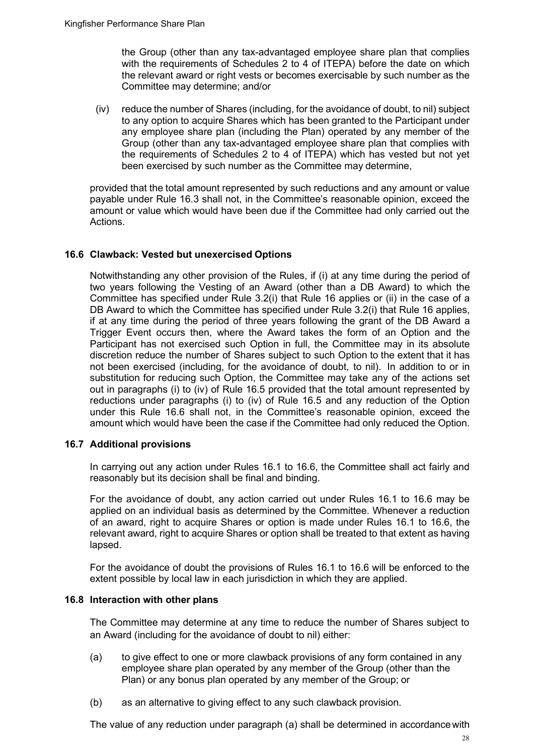the Group (other than any tax-advantaged employee share plan that complies with the requirements of Schedules 2 to 4 of ITEPA) before the date on which the relevant award or right vests or becomes exercisable by such number as the Committee may determine; and/or

(iv) reduce the number of Shares (including, for the avoidance of doubt, to nil) subject to any option to acquire Shares which has been granted to the Participant under any employee share plan (including the Plan) operated by any member of the Group (other than any tax-advantaged employee share plan that complies with the requirements of Schedules 2 to 4 of ITEPA) which has vested but not yet been exercised by such number as the Committee may determine,

provided that the total amount represented by such reductions and any amount or value payable under Rule 16.3 shall not, in the Committee's reasonable opinion, exceed the amount or value which would have been due if the Committee had only carried out the Actions.

### 16.6 Clawback: Vested but unexercised Options

Notwithstanding any other provision of the Rules, if (i) at any time during the period of two years following the Vesting of an Award (other than a DB Award) to which the Committee has specified under Rule 3.2(i) that Rule 16 applies or (ii) in the case of a DB Award to which the Committee has specified under Rule 3.2(i) that Rule 16 applies, if at any time during the period of three years following the grant of the DB Award a Trigger Event occurs then, where the Award takes the form of an Option and the Participant has not exercised such Option in full, the Committee may in its absolute discretion reduce the number of Shares subject to such Option to the extent that it has not been exercised (including, for the avoidance of doubt, to nil). In addition to or in substitution for reducing such Option, the Committee may take any of the actions set out in paragraphs (i) to (iv) of Rule 16.5 provided that the total amount represented by reductions under paragraphs (i) to (iv) of Rule 16.5 and any reduction of the Option under this Rule 16.6 shall not, in the Committee's reasonable opinion, exceed the amount which would have been the case if the Committee had only reduced the Option.

### 16.7 Additional provisions

In carrying out any action under Rules 16.1 to 16.6, the Committee shall act fairly and reasonably but its decision shall be final and binding.

For the avoidance of doubt, any action carried out under Rules 16.1 to 16.6 may be applied on an individual basis as determined by the Committee. Whenever a reduction of an award, right to acquire Shares or option is made under Rules 16.1 to 16.6, the relevant award, right to acquire Shares or option shall be treated to that extent as having lapsed.

For the avoidance of doubt the provisions of Rules 16.1 to 16.6 will be enforced to the extent possible by local law in each jurisdiction in which they are applied.

### 16.8 Interaction with other plans

The Committee may determine at any time to reduce the number of Shares subject to an Award (including for the avoidance of doubt to nil) either:

(a) to give effect to one or more clawback provisions of any form contained in any employee share plan operated by any member of the Group (other than the Plan) or any bonus plan operated by any member of the Group; or

(b) as an alternative to giving effect to any such clawback provision.

The value of any reduction under paragraph (a) shall be determined in accordance with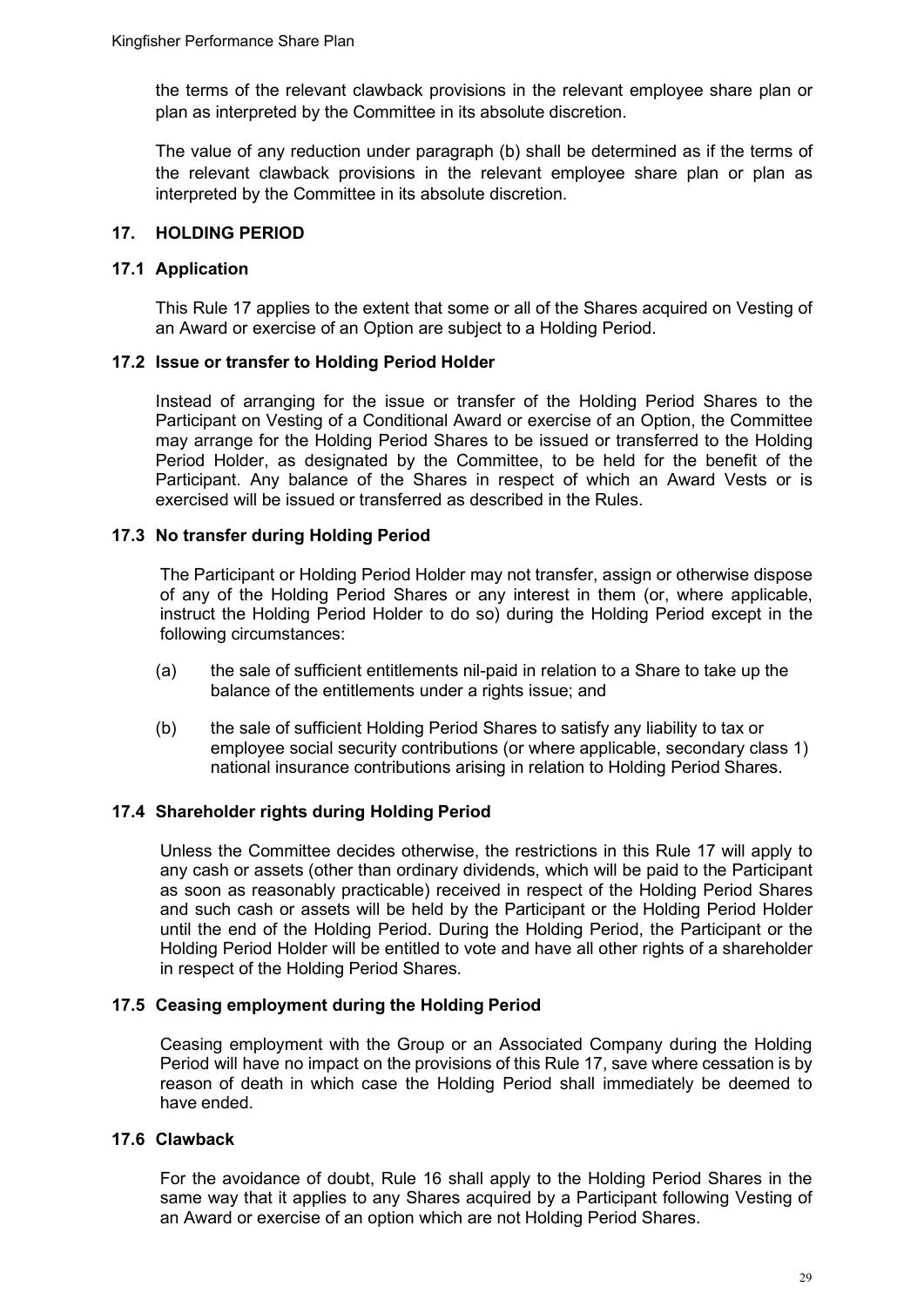the terms of the relevant clawback provisions in the relevant employee share plan or plan as interpreted by the Committee in its absolute discretion.

The value of any reduction under paragraph (b) shall be determined as if the terms of the relevant clawback provisions in the relevant employee share plan or plan as interpreted by the Committee in its absolute discretion.

## 17. HOLDING PERIOD

### 17.1 Application

This Rule 17 applies to the extent that some or all of the Shares acquired on Vesting of an Award or exercise of an Option are subject to a Holding Period.

### 17.2 Issue or transfer to Holding Period Holder

Instead of arranging for the issue or transfer of the Holding Period Shares to the Participant on Vesting of a Conditional Award or exercise of an Option, the Committee may arrange for the Holding Period Shares to be issued or transferred to the Holding Period Holder, as designated by the Committee, to be held for the benefit of the Participant. Any balance of the Shares in respect of which an Award Vests or is exercised will be issued or transferred as described in the Rules.

### 17.3 No transfer during Holding Period

The Participant or Holding Period Holder may not transfer, assign or otherwise dispose of any of the Holding Period Shares or any interest in them (or, where applicable, instruct the Holding Period Holder to do so) during the Holding Period except in the following circumstances:

(a) the sale of sufficient entitlements nil-paid in relation to a Share to take up the balance of the entitlements under a rights issue; and

(b) the sale of sufficient Holding Period Shares to satisfy any liability to tax or employee social security contributions (or where applicable, secondary class 1) national insurance contributions arising in relation to Holding Period Shares.

### 17.4 Shareholder rights during Holding Period

Unless the Committee decides otherwise, the restrictions in this Rule 17 will apply to any cash or assets (other than ordinary dividends, which will be paid to the Participant as soon as reasonably practicable) received in respect of the Holding Period Shares and such cash or assets will be held by the Participant or the Holding Period Holder until the end of the Holding Period. During the Holding Period, the Participant or the Holding Period Holder will be entitled to vote and have all other rights of a shareholder in respect of the Holding Period Shares.

### 17.5 Ceasing employment during the Holding Period

Ceasing employment with the Group or an Associated Company during the Holding Period will have no impact on the provisions of this Rule 17, save where cessation is by reason of death in which case the Holding Period shall immediately be deemed to have ended.

### 17.6 Clawback

For the avoidance of doubt, Rule 16 shall apply to the Holding Period Shares in the same way that it applies to any Shares acquired by a Participant following Vesting of an Award or exercise of an option which are not Holding Period Shares.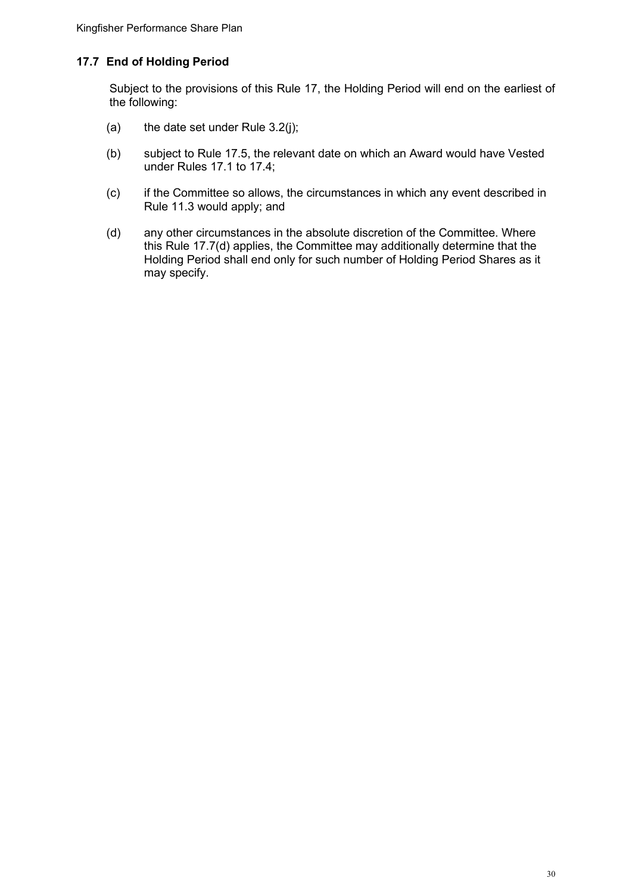### 17.7 End of Holding Period

Subject to the provisions of this Rule 17, the Holding Period will end on the earliest of the following:

(a) the date set under Rule 3.2(j);

(b) subject to Rule 17.5, the relevant date on which an Award would have Vested under Rules 17.1 to 17.4;

(c) if the Committee so allows, the circumstances in which any event described in Rule 11.3 would apply; and

(d) any other circumstances in the absolute discretion of the Committee. Where this Rule 17.7(d) applies, the Committee may additionally determine that the Holding Period shall end only for such number of Holding Period Shares as it may specify.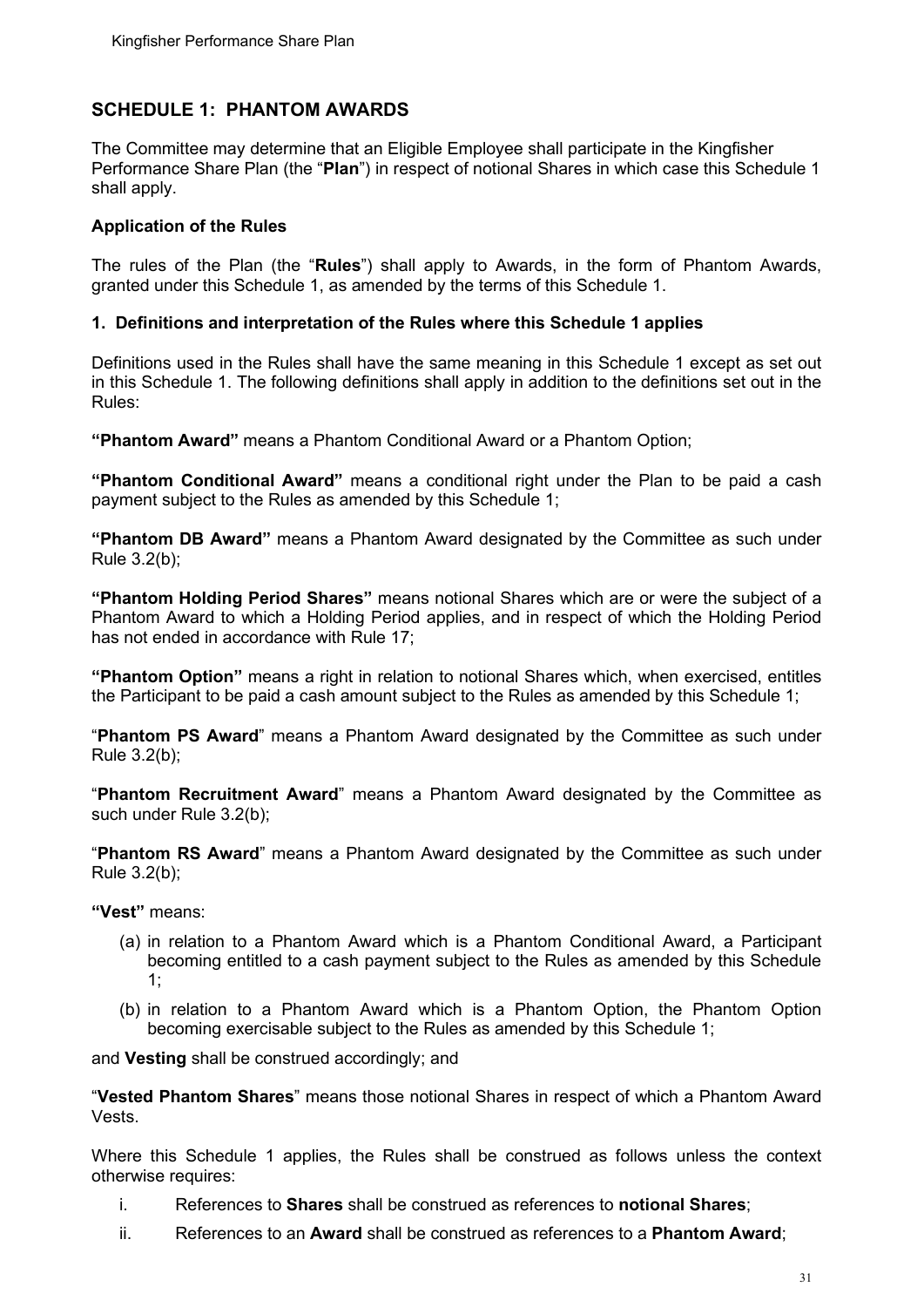## SCHEDULE 1: PHANTOM AWARDS

The Committee may determine that an Eligible Employee shall participate in the Kingfisher Performance Share Plan (the "**Plan**") in respect of notional Shares in which case this Schedule 1 shall apply.

### Application of the Rules

The rules of the Plan (the "**Rules**") shall apply to Awards, in the form of Phantom Awards, granted under this Schedule 1, as amended by the terms of this Schedule 1.

### 1. Definitions and interpretation of the Rules where this Schedule 1 applies

Definitions used in the Rules shall have the same meaning in this Schedule 1 except as set out in this Schedule 1. The following definitions shall apply in addition to the definitions set out in the Rules:

**"Phantom Award"** means a Phantom Conditional Award or a Phantom Option;

**"Phantom Conditional Award"** means a conditional right under the Plan to be paid a cash payment subject to the Rules as amended by this Schedule 1;

**"Phantom DB Award"** means a Phantom Award designated by the Committee as such under Rule 3.2(b);

**"Phantom Holding Period Shares"** means notional Shares which are or were the subject of a Phantom Award to which a Holding Period applies, and in respect of which the Holding Period has not ended in accordance with Rule 17;

**"Phantom Option"** means a right in relation to notional Shares which, when exercised, entitles the Participant to be paid a cash amount subject to the Rules as amended by this Schedule 1;

"**Phantom PS Award**" means a Phantom Award designated by the Committee as such under Rule 3.2(b);

"**Phantom Recruitment Award**" means a Phantom Award designated by the Committee as such under Rule 3.2(b);

"**Phantom RS Award**" means a Phantom Award designated by the Committee as such under Rule 3.2(b);

**"Vest"** means:

(a) in relation to a Phantom Award which is a Phantom Conditional Award, a Participant becoming entitled to a cash payment subject to the Rules as amended by this Schedule 1;

(b) in relation to a Phantom Award which is a Phantom Option, the Phantom Option becoming exercisable subject to the Rules as amended by this Schedule 1;

and **Vesting** shall be construed accordingly; and

"**Vested Phantom Shares**" means those notional Shares in respect of which a Phantom Award Vests.

Where this Schedule 1 applies, the Rules shall be construed as follows unless the context otherwise requires:

i. References to **Shares** shall be construed as references to **notional Shares**;

ii. References to an **Award** shall be construed as references to a **Phantom Award**;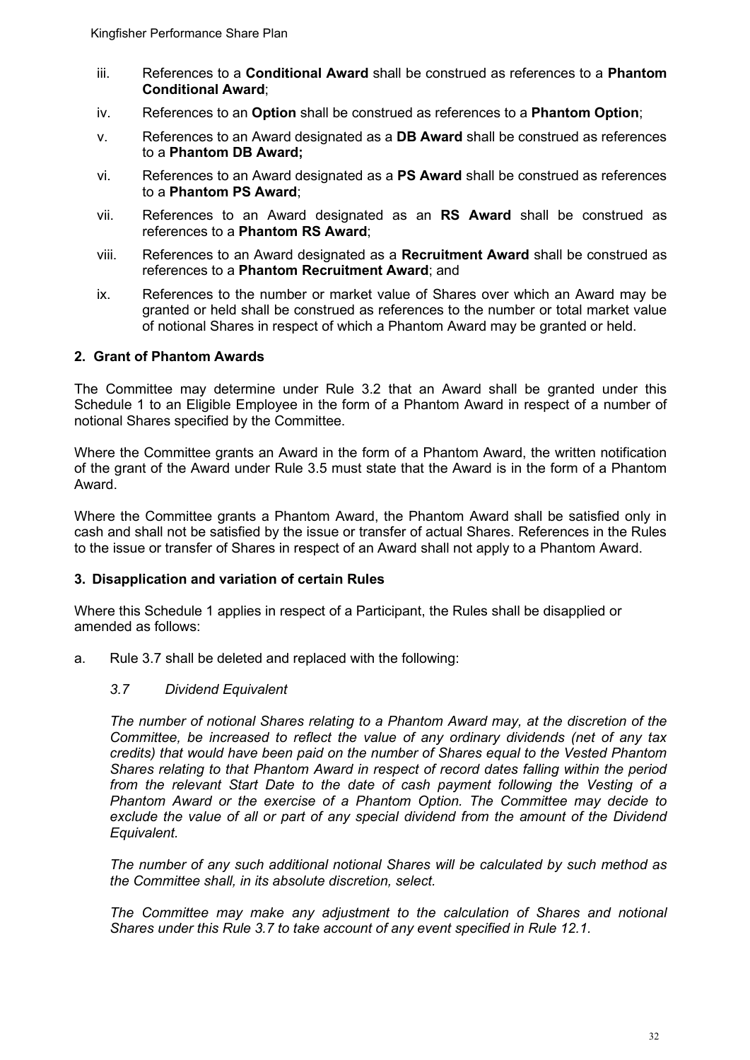iii. References to a **Conditional Award** shall be construed as references to a **Phantom Conditional Award**;

iv. References to an **Option** shall be construed as references to a **Phantom Option**;

v. References to an Award designated as a **DB Award** shall be construed as references to a **Phantom DB Award;**

vi. References to an Award designated as a **PS Award** shall be construed as references to a **Phantom PS Award**;

vii. References to an Award designated as an **RS Award** shall be construed as references to a **Phantom RS Award**;

viii. References to an Award designated as a **Recruitment Award** shall be construed as references to a **Phantom Recruitment Award**; and

ix. References to the number or market value of Shares over which an Award may be granted or held shall be construed as references to the number or total market value of notional Shares in respect of which a Phantom Award may be granted or held.

## 2. Grant of Phantom Awards

The Committee may determine under Rule 3.2 that an Award shall be granted under this Schedule 1 to an Eligible Employee in the form of a Phantom Award in respect of a number of notional Shares specified by the Committee.

Where the Committee grants an Award in the form of a Phantom Award, the written notification of the grant of the Award under Rule 3.5 must state that the Award is in the form of a Phantom Award.

Where the Committee grants a Phantom Award, the Phantom Award shall be satisfied only in cash and shall not be satisfied by the issue or transfer of actual Shares. References in the Rules to the issue or transfer of Shares in respect of an Award shall not apply to a Phantom Award.

## 3. Disapplication and variation of certain Rules

Where this Schedule 1 applies in respect of a Participant, the Rules shall be disapplied or amended as follows:

a. Rule 3.7 shall be deleted and replaced with the following:

*3.7 Dividend Equivalent*

*The number of notional Shares relating to a Phantom Award may, at the discretion of the Committee, be increased to reflect the value of any ordinary dividends (net of any tax credits) that would have been paid on the number of Shares equal to the Vested Phantom Shares relating to that Phantom Award in respect of record dates falling within the period from the relevant Start Date to the date of cash payment following the Vesting of a Phantom Award or the exercise of a Phantom Option. The Committee may decide to exclude the value of all or part of any special dividend from the amount of the Dividend Equivalent.*

*The number of any such additional notional Shares will be calculated by such method as the Committee shall, in its absolute discretion, select.*

*The Committee may make any adjustment to the calculation of Shares and notional Shares under this Rule 3.7 to take account of any event specified in Rule 12.1.*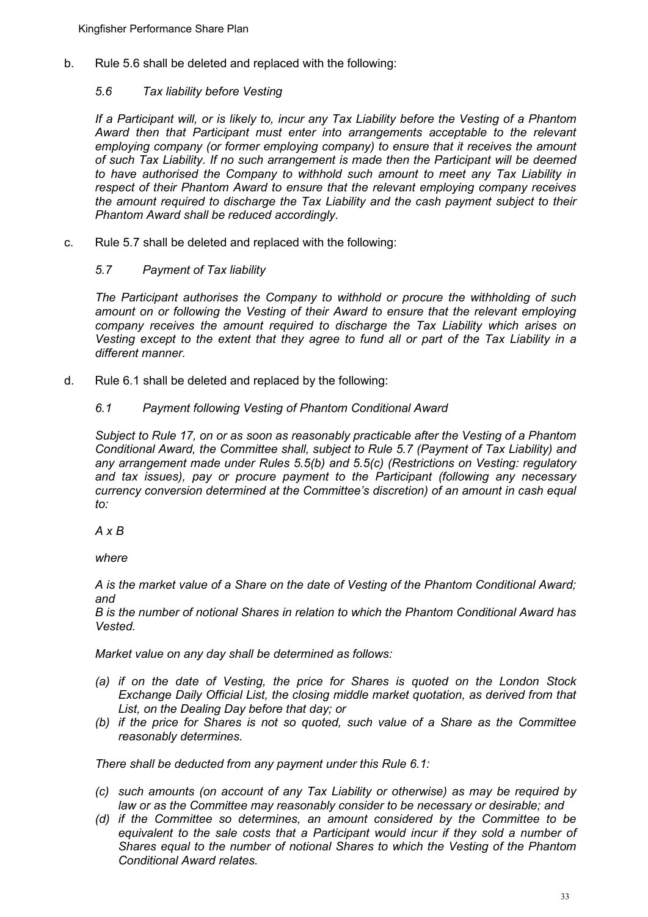b. Rule 5.6 shall be deleted and replaced with the following:

*5.6 Tax liability before Vesting*

*If a Participant will, or is likely to, incur any Tax Liability before the Vesting of a Phantom Award then that Participant must enter into arrangements acceptable to the relevant employing company (or former employing company) to ensure that it receives the amount of such Tax Liability. If no such arrangement is made then the Participant will be deemed to have authorised the Company to withhold such amount to meet any Tax Liability in respect of their Phantom Award to ensure that the relevant employing company receives the amount required to discharge the Tax Liability and the cash payment subject to their Phantom Award shall be reduced accordingly.*

c. Rule 5.7 shall be deleted and replaced with the following:

*5.7 Payment of Tax liability*

*The Participant authorises the Company to withhold or procure the withholding of such amount on or following the Vesting of their Award to ensure that the relevant employing company receives the amount required to discharge the Tax Liability which arises on Vesting except to the extent that they agree to fund all or part of the Tax Liability in a different manner.*

d. Rule 6.1 shall be deleted and replaced by the following:

*6.1 Payment following Vesting of Phantom Conditional Award*

*Subject to Rule 17, on or as soon as reasonably practicable after the Vesting of a Phantom Conditional Award, the Committee shall, subject to Rule 5.7 (Payment of Tax Liability) and any arrangement made under Rules 5.5(b) and 5.5(c) (Restrictions on Vesting: regulatory and tax issues), pay or procure payment to the Participant (following any necessary currency conversion determined at the Committee's discretion) of an amount in cash equal to:*

*A x B*

*where*

*A is the market value of a Share on the date of Vesting of the Phantom Conditional Award; and*

*B is the number of notional Shares in relation to which the Phantom Conditional Award has Vested.*

*Market value on any day shall be determined as follows:*

- *(a) if on the date of Vesting, the price for Shares is quoted on the London Stock Exchange Daily Official List, the closing middle market quotation, as derived from that List, on the Dealing Day before that day; or*
- *(b) if the price for Shares is not so quoted, such value of a Share as the Committee reasonably determines.*

*There shall be deducted from any payment under this Rule 6.1:*

- *(c) such amounts (on account of any Tax Liability or otherwise) as may be required by law or as the Committee may reasonably consider to be necessary or desirable; and*
- *(d) if the Committee so determines, an amount considered by the Committee to be equivalent to the sale costs that a Participant would incur if they sold a number of Shares equal to the number of notional Shares to which the Vesting of the Phantom Conditional Award relates.*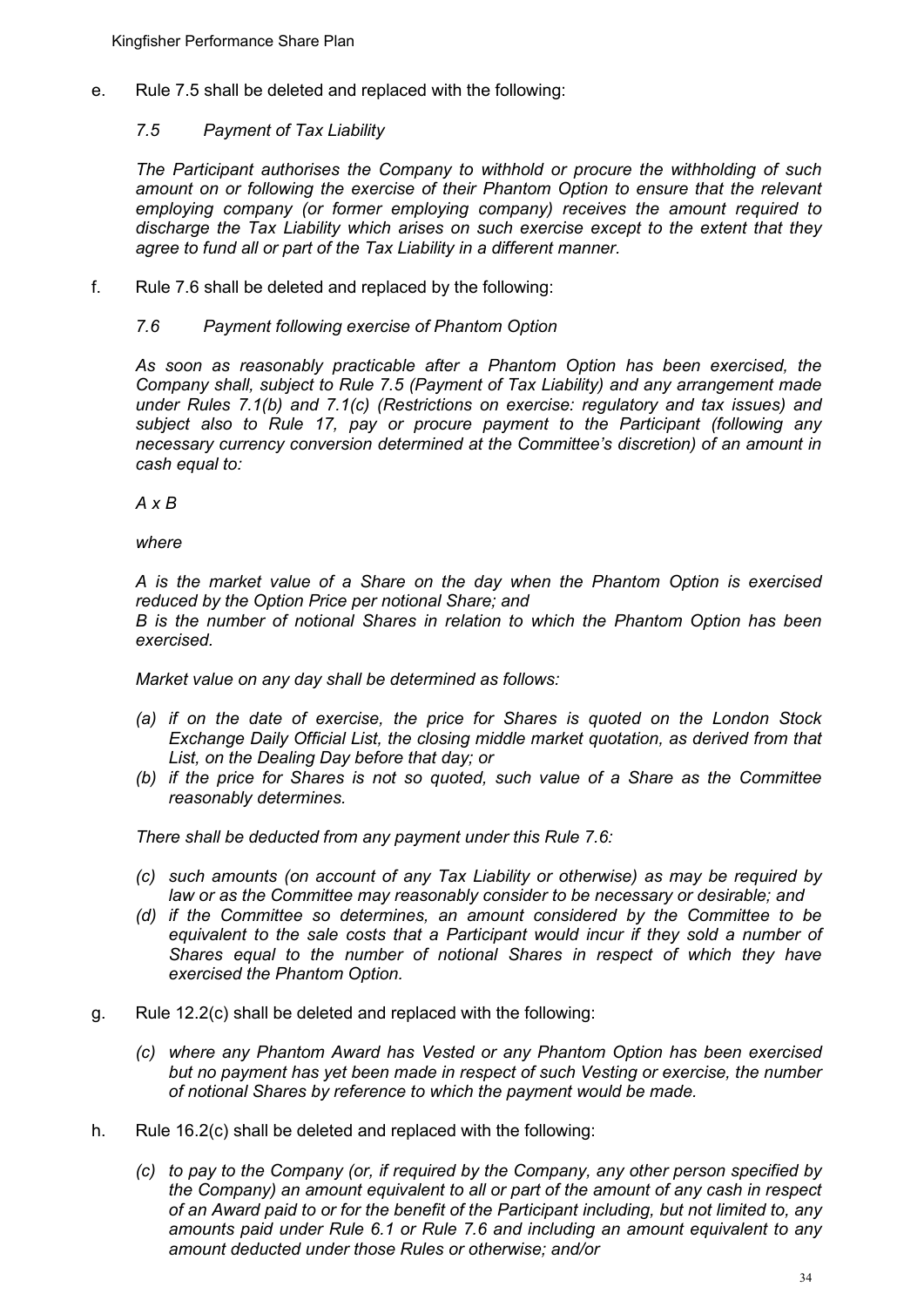e. Rule 7.5 shall be deleted and replaced with the following:

*7.5 Payment of Tax Liability*

*The Participant authorises the Company to withhold or procure the withholding of such amount on or following the exercise of their Phantom Option to ensure that the relevant employing company (or former employing company) receives the amount required to discharge the Tax Liability which arises on such exercise except to the extent that they agree to fund all or part of the Tax Liability in a different manner.*

f. Rule 7.6 shall be deleted and replaced by the following:

*7.6 Payment following exercise of Phantom Option*

*As soon as reasonably practicable after a Phantom Option has been exercised, the Company shall, subject to Rule 7.5 (Payment of Tax Liability) and any arrangement made under Rules 7.1(b) and 7.1(c) (Restrictions on exercise: regulatory and tax issues) and subject also to Rule 17, pay or procure payment to the Participant (following any necessary currency conversion determined at the Committee's discretion) of an amount in cash equal to:*

$A \times B$

*where*

*A is the market value of a Share on the day when the Phantom Option is exercised reduced by the Option Price per notional Share; and*
*B is the number of notional Shares in relation to which the Phantom Option has been exercised.*

*Market value on any day shall be determined as follows:*

*(a) if on the date of exercise, the price for Shares is quoted on the London Stock Exchange Daily Official List, the closing middle market quotation, as derived from that List, on the Dealing Day before that day; or*
*(b) if the price for Shares is not so quoted, such value of a Share as the Committee reasonably determines.*

*There shall be deducted from any payment under this Rule 7.6:*

*(c) such amounts (on account of any Tax Liability or otherwise) as may be required by law or as the Committee may reasonably consider to be necessary or desirable; and*
*(d) if the Committee so determines, an amount considered by the Committee to be equivalent to the sale costs that a Participant would incur if they sold a number of Shares equal to the number of notional Shares in respect of which they have exercised the Phantom Option.*

g. Rule 12.2(c) shall be deleted and replaced with the following:

*(c) where any Phantom Award has Vested or any Phantom Option has been exercised but no payment has yet been made in respect of such Vesting or exercise, the number of notional Shares by reference to which the payment would be made.*

h. Rule 16.2(c) shall be deleted and replaced with the following:

*(c) to pay to the Company (or, if required by the Company, any other person specified by the Company) an amount equivalent to all or part of the amount of any cash in respect of an Award paid to or for the benefit of the Participant including, but not limited to, any amounts paid under Rule 6.1 or Rule 7.6 and including an amount equivalent to any amount deducted under those Rules or otherwise; and/or*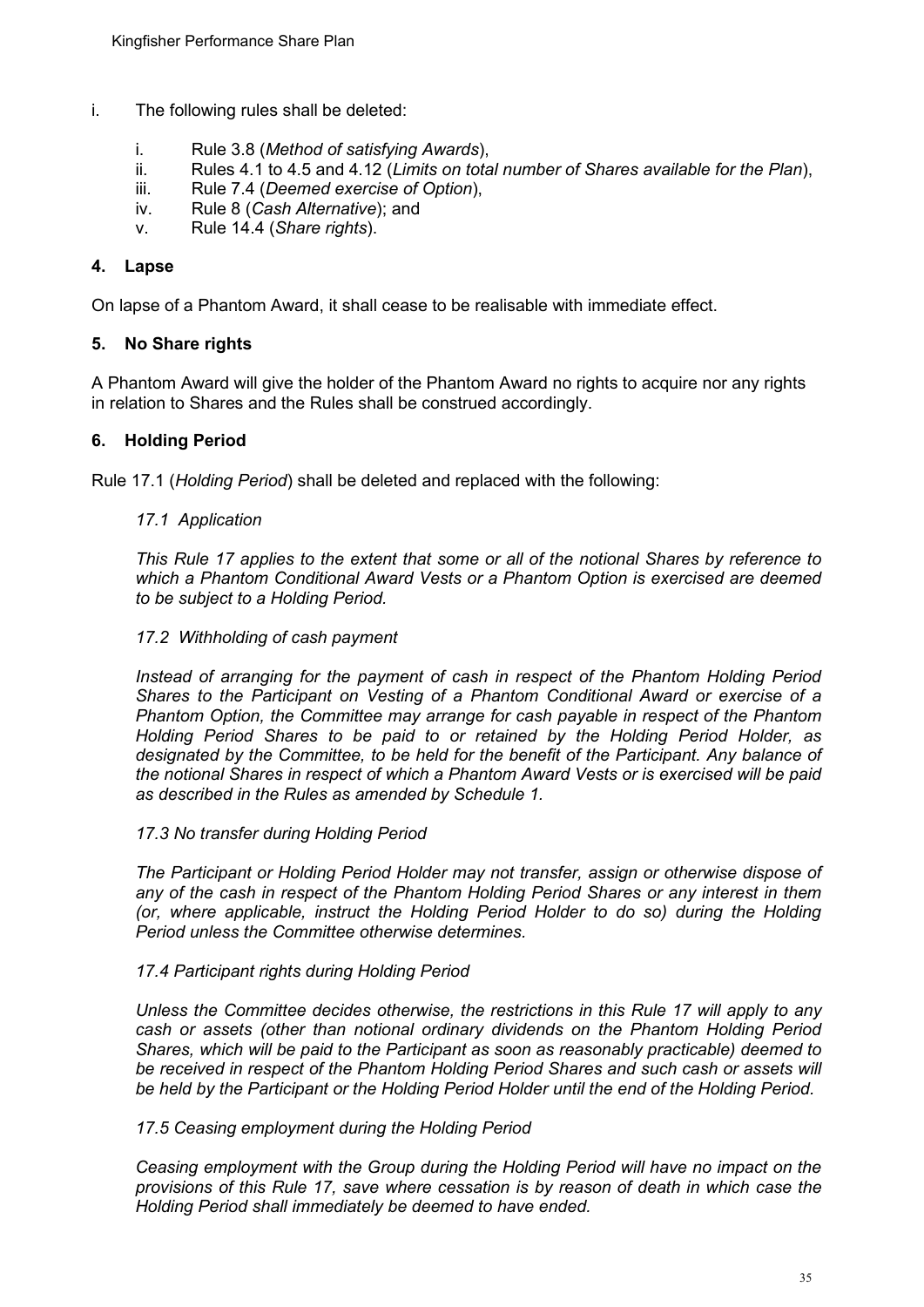i. The following rules shall be deleted:

   i. Rule 3.8 (*Method of satisfying Awards*),
   ii. Rules 4.1 to 4.5 and 4.12 (*Limits on total number of Shares available for the Plan*),
   iii. Rule 7.4 (*Deemed exercise of Option*),
   iv. Rule 8 (*Cash Alternative*); and
   v. Rule 14.4 (*Share rights*).

## 4. Lapse

On lapse of a Phantom Award, it shall cease to be realisable with immediate effect.

## 5. No Share rights

A Phantom Award will give the holder of the Phantom Award no rights to acquire nor any rights in relation to Shares and the Rules shall be construed accordingly.

## 6. Holding Period

Rule 17.1 (*Holding Period*) shall be deleted and replaced with the following:

*17.1 Application*

*This Rule 17 applies to the extent that some or all of the notional Shares by reference to which a Phantom Conditional Award Vests or a Phantom Option is exercised are deemed to be subject to a Holding Period.*

*17.2 Withholding of cash payment*

*Instead of arranging for the payment of cash in respect of the Phantom Holding Period Shares to the Participant on Vesting of a Phantom Conditional Award or exercise of a Phantom Option, the Committee may arrange for cash payable in respect of the Phantom Holding Period Shares to be paid to or retained by the Holding Period Holder, as designated by the Committee, to be held for the benefit of the Participant. Any balance of the notional Shares in respect of which a Phantom Award Vests or is exercised will be paid as described in the Rules as amended by Schedule 1.*

*17.3 No transfer during Holding Period*

*The Participant or Holding Period Holder may not transfer, assign or otherwise dispose of any of the cash in respect of the Phantom Holding Period Shares or any interest in them (or, where applicable, instruct the Holding Period Holder to do so) during the Holding Period unless the Committee otherwise determines.*

*17.4 Participant rights during Holding Period*

*Unless the Committee decides otherwise, the restrictions in this Rule 17 will apply to any cash or assets (other than notional ordinary dividends on the Phantom Holding Period Shares, which will be paid to the Participant as soon as reasonably practicable) deemed to be received in respect of the Phantom Holding Period Shares and such cash or assets will be held by the Participant or the Holding Period Holder until the end of the Holding Period.*

*17.5 Ceasing employment during the Holding Period*

*Ceasing employment with the Group during the Holding Period will have no impact on the provisions of this Rule 17, save where cessation is by reason of death in which case the Holding Period shall immediately be deemed to have ended.*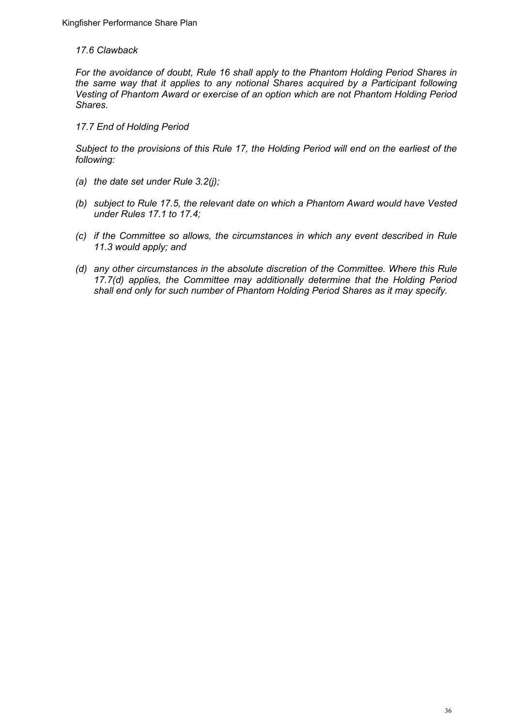*17.6 Clawback*

*For the avoidance of doubt, Rule 16 shall apply to the Phantom Holding Period Shares in the same way that it applies to any notional Shares acquired by a Participant following Vesting of Phantom Award or exercise of an option which are not Phantom Holding Period Shares.*

*17.7 End of Holding Period*

*Subject to the provisions of this Rule 17, the Holding Period will end on the earliest of the following:*

- *(a) the date set under Rule 3.2(j);*
- *(b) subject to Rule 17.5, the relevant date on which a Phantom Award would have Vested under Rules 17.1 to 17.4;*
- *(c) if the Committee so allows, the circumstances in which any event described in Rule 11.3 would apply; and*
- *(d) any other circumstances in the absolute discretion of the Committee. Where this Rule 17.7(d) applies, the Committee may additionally determine that the Holding Period shall end only for such number of Phantom Holding Period Shares as it may specify.*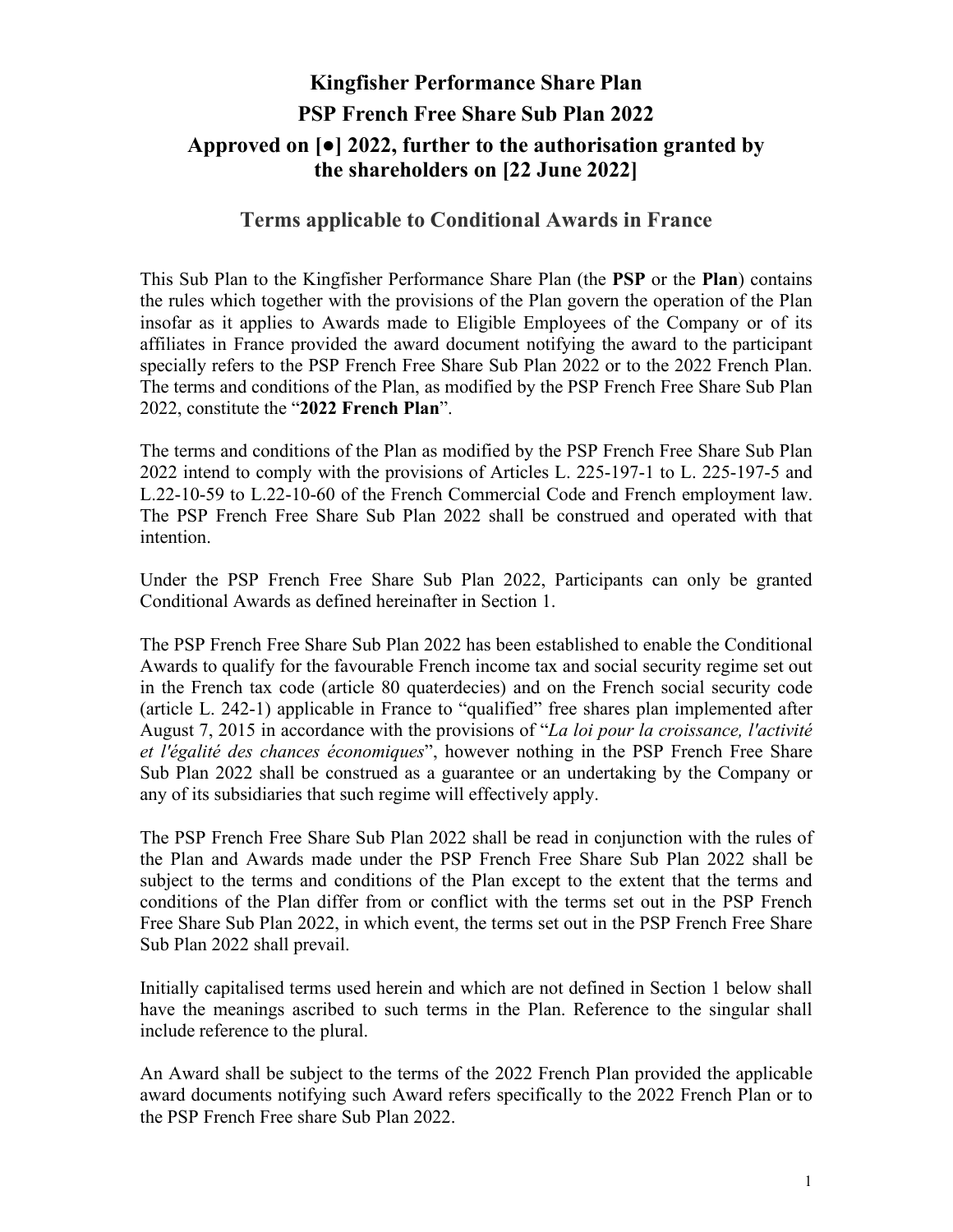# Kingfisher Performance Share Plan

# PSP French Free Share Sub Plan 2022

# Approved on [●] 2022, further to the authorisation granted by the shareholders on [22 June 2022]

## Terms applicable to Conditional Awards in France

This Sub Plan to the Kingfisher Performance Share Plan (the **PSP** or the **Plan**) contains the rules which together with the provisions of the Plan govern the operation of the Plan insofar as it applies to Awards made to Eligible Employees of the Company or of its affiliates in France provided the award document notifying the award to the participant specially refers to the PSP French Free Share Sub Plan 2022 or to the 2022 French Plan. The terms and conditions of the Plan, as modified by the PSP French Free Share Sub Plan 2022, constitute the "**2022 French Plan**".

The terms and conditions of the Plan as modified by the PSP French Free Share Sub Plan 2022 intend to comply with the provisions of Articles L. 225-197-1 to L. 225-197-5 and L.22-10-59 to L.22-10-60 of the French Commercial Code and French employment law. The PSP French Free Share Sub Plan 2022 shall be construed and operated with that intention.

Under the PSP French Free Share Sub Plan 2022, Participants can only be granted Conditional Awards as defined hereinafter in Section 1.

The PSP French Free Share Sub Plan 2022 has been established to enable the Conditional Awards to qualify for the favourable French income tax and social security regime set out in the French tax code (article 80 quaterdecies) and on the French social security code (article L. 242-1) applicable in France to "qualified" free shares plan implemented after August 7, 2015 in accordance with the provisions of "*La loi pour la croissance, l'activité et l'égalité des chances économiques*", however nothing in the PSP French Free Share Sub Plan 2022 shall be construed as a guarantee or an undertaking by the Company or any of its subsidiaries that such regime will effectively apply.

The PSP French Free Share Sub Plan 2022 shall be read in conjunction with the rules of the Plan and Awards made under the PSP French Free Share Sub Plan 2022 shall be subject to the terms and conditions of the Plan except to the extent that the terms and conditions of the Plan differ from or conflict with the terms set out in the PSP French Free Share Sub Plan 2022, in which event, the terms set out in the PSP French Free Share Sub Plan 2022 shall prevail.

Initially capitalised terms used herein and which are not defined in Section 1 below shall have the meanings ascribed to such terms in the Plan. Reference to the singular shall include reference to the plural.

An Award shall be subject to the terms of the 2022 French Plan provided the applicable award documents notifying such Award refers specifically to the 2022 French Plan or to the PSP French Free share Sub Plan 2022.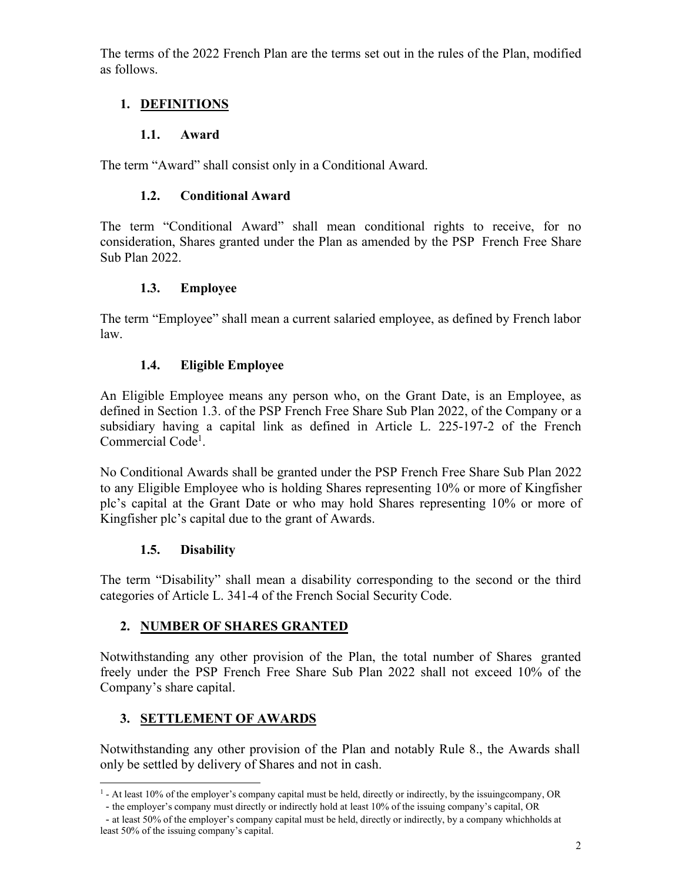The terms of the 2022 French Plan are the terms set out in the rules of the Plan, modified as follows.

## 1. DEFINITIONS

### 1.1. Award

The term "Award" shall consist only in a Conditional Award.

### 1.2. Conditional Award

The term "Conditional Award" shall mean conditional rights to receive, for no consideration, Shares granted under the Plan as amended by the PSP French Free Share Sub Plan 2022.

### 1.3. Employee

The term "Employee" shall mean a current salaried employee, as defined by French labor law.

### 1.4. Eligible Employee

An Eligible Employee means any person who, on the Grant Date, is an Employee, as defined in Section 1.3. of the PSP French Free Share Sub Plan 2022, of the Company or a subsidiary having a capital link as defined in Article L. 225-197-2 of the French Commercial Code[1].

No Conditional Awards shall be granted under the PSP French Free Share Sub Plan 2022 to any Eligible Employee who is holding Shares representing 10% or more of Kingfisher plc's capital at the Grant Date or who may hold Shares representing 10% or more of Kingfisher plc's capital due to the grant of Awards.

### 1.5. Disability

The term "Disability" shall mean a disability corresponding to the second or the third categories of Article L. 341-4 of the French Social Security Code.

## 2. NUMBER OF SHARES GRANTED

Notwithstanding any other provision of the Plan, the total number of Shares granted freely under the PSP French Free Share Sub Plan 2022 shall not exceed 10% of the Company's share capital.

## 3. SETTLEMENT OF AWARDS

Notwithstanding any other provision of the Plan and notably Rule 8., the Awards shall only be settled by delivery of Shares and not in cash.

---

[1] - At least 10% of the employer's company capital must be held, directly or indirectly, by the issuingcompany, OR
- the employer's company must directly or indirectly hold at least 10% of the issuing company's capital, OR
- at least 50% of the employer's company capital must be held, directly or indirectly, by a company whichholds at least 50% of the issuing company's capital.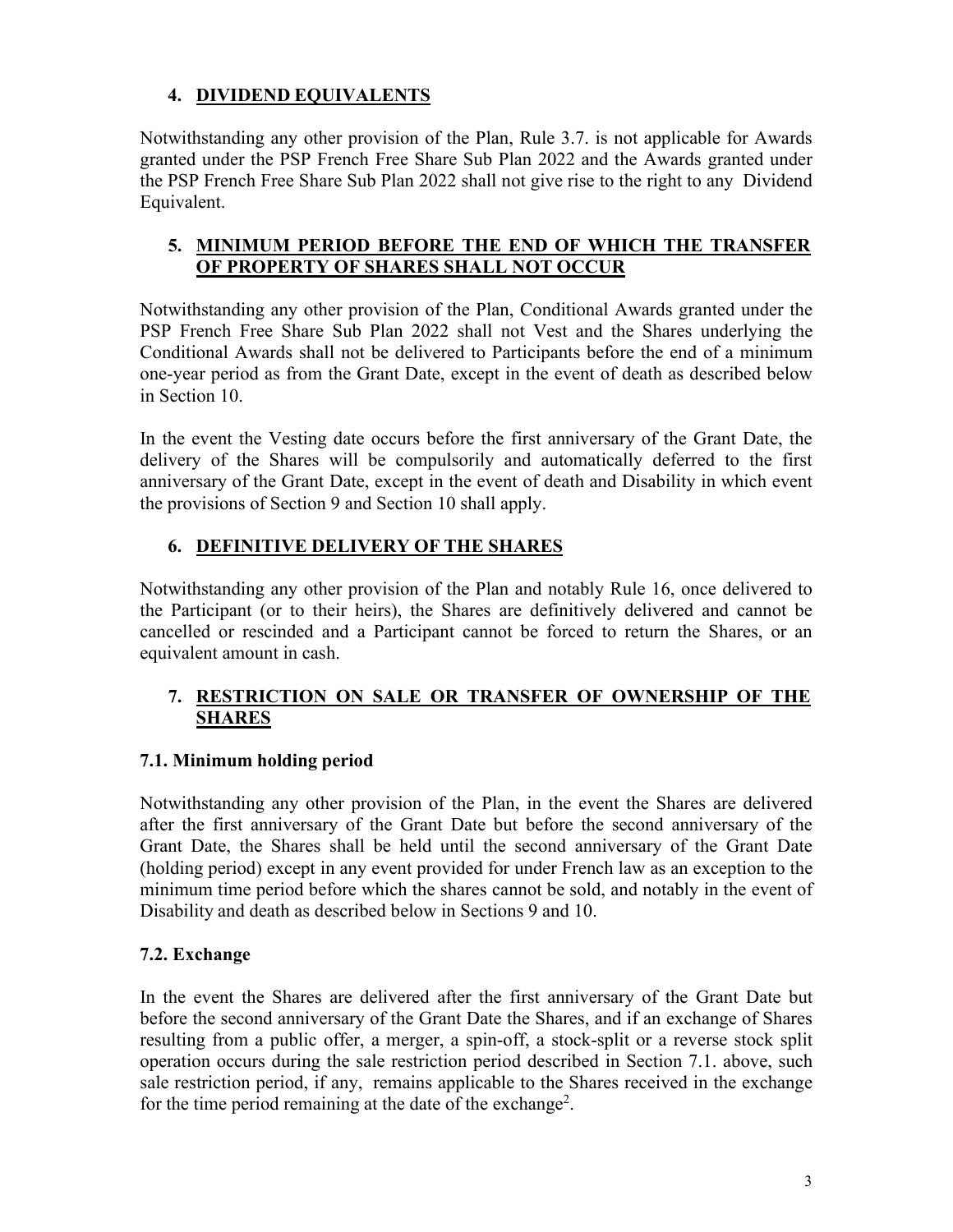## 4. DIVIDEND EQUIVALENTS

Notwithstanding any other provision of the Plan, Rule 3.7. is not applicable for Awards granted under the PSP French Free Share Sub Plan 2022 and the Awards granted under the PSP French Free Share Sub Plan 2022 shall not give rise to the right to any Dividend Equivalent.

## 5. MINIMUM PERIOD BEFORE THE END OF WHICH THE TRANSFER OF PROPERTY OF SHARES SHALL NOT OCCUR

Notwithstanding any other provision of the Plan, Conditional Awards granted under the PSP French Free Share Sub Plan 2022 shall not Vest and the Shares underlying the Conditional Awards shall not be delivered to Participants before the end of a minimum one-year period as from the Grant Date, except in the event of death as described below in Section 10.

In the event the Vesting date occurs before the first anniversary of the Grant Date, the delivery of the Shares will be compulsorily and automatically deferred to the first anniversary of the Grant Date, except in the event of death and Disability in which event the provisions of Section 9 and Section 10 shall apply.

## 6. DEFINITIVE DELIVERY OF THE SHARES

Notwithstanding any other provision of the Plan and notably Rule 16, once delivered to the Participant (or to their heirs), the Shares are definitively delivered and cannot be cancelled or rescinded and a Participant cannot be forced to return the Shares, or an equivalent amount in cash.

## 7. RESTRICTION ON SALE OR TRANSFER OF OWNERSHIP OF THE SHARES

### 7.1. Minimum holding period

Notwithstanding any other provision of the Plan, in the event the Shares are delivered after the first anniversary of the Grant Date but before the second anniversary of the Grant Date, the Shares shall be held until the second anniversary of the Grant Date (holding period) except in any event provided for under French law as an exception to the minimum time period before which the shares cannot be sold, and notably in the event of Disability and death as described below in Sections 9 and 10.

### 7.2. Exchange

In the event the Shares are delivered after the first anniversary of the Grant Date but before the second anniversary of the Grant Date the Shares, and if an exchange of Shares resulting from a public offer, a merger, a spin-off, a stock-split or a reverse stock split operation occurs during the sale restriction period described in Section 7.1. above, such sale restriction period, if any, remains applicable to the Shares received in the exchange for the time period remaining at the date of the exchange[2].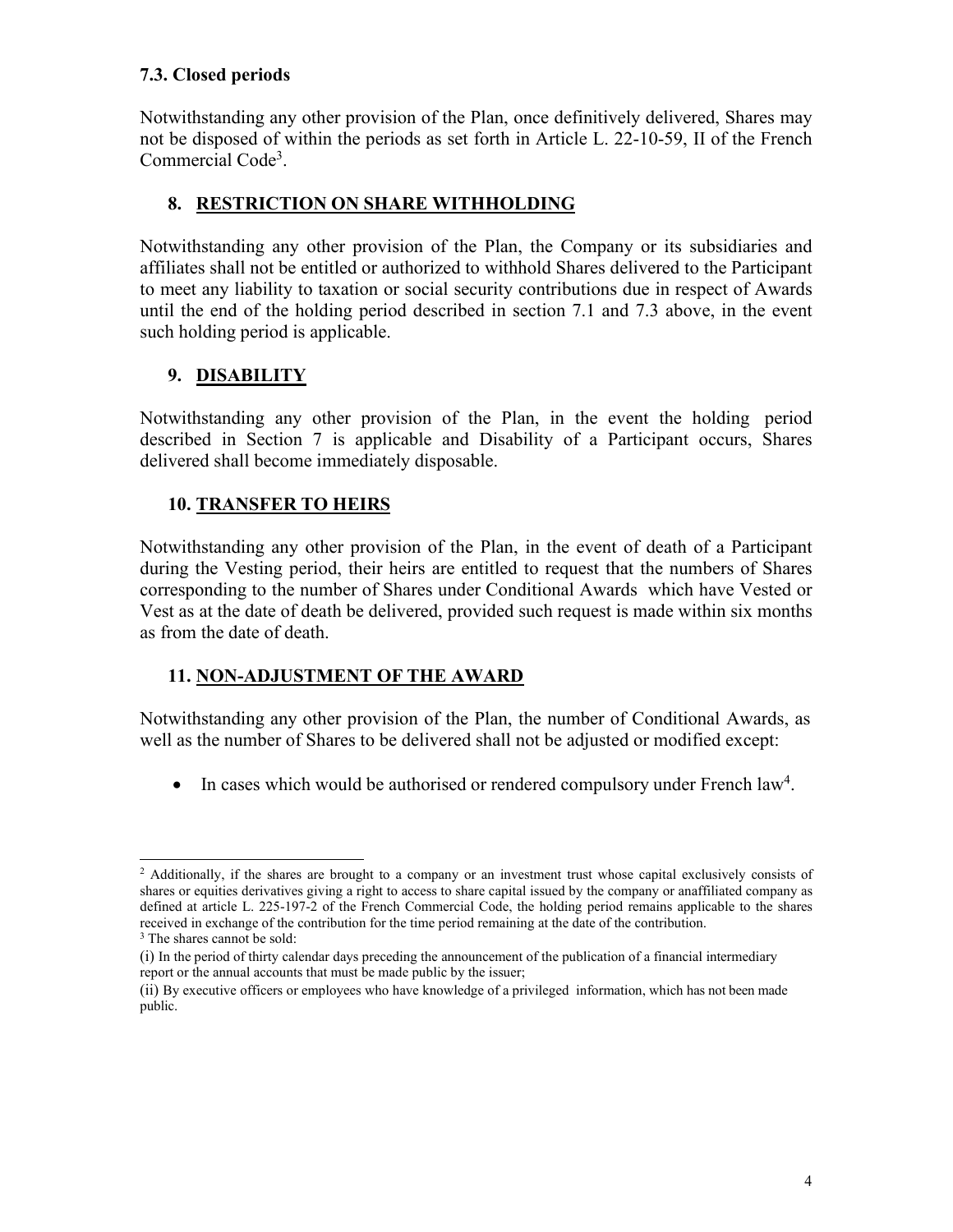### 7.3. Closed periods

Notwithstanding any other provision of the Plan, once definitively delivered, Shares may not be disposed of within the periods as set forth in Article L. 22-10-59, II of the French Commercial Code[3].

## 8. RESTRICTION ON SHARE WITHHOLDING

Notwithstanding any other provision of the Plan, the Company or its subsidiaries and affiliates shall not be entitled or authorized to withhold Shares delivered to the Participant to meet any liability to taxation or social security contributions due in respect of Awards until the end of the holding period described in section 7.1 and 7.3 above, in the event such holding period is applicable.

## 9. DISABILITY

Notwithstanding any other provision of the Plan, in the event the holding period described in Section 7 is applicable and Disability of a Participant occurs, Shares delivered shall become immediately disposable.

## 10. TRANSFER TO HEIRS

Notwithstanding any other provision of the Plan, in the event of death of a Participant during the Vesting period, their heirs are entitled to request that the numbers of Shares corresponding to the number of Shares under Conditional Awards which have Vested or Vest as at the date of death be delivered, provided such request is made within six months as from the date of death.

## 11. NON-ADJUSTMENT OF THE AWARD

Notwithstanding any other provision of the Plan, the number of Conditional Awards, as well as the number of Shares to be delivered shall not be adjusted or modified except:

- In cases which would be authorised or rendered compulsory under French law[4].

---

[2] Additionally, if the shares are brought to a company or an investment trust whose capital exclusively consists of shares or equities derivatives giving a right to access to share capital issued by the company or anaffiliated company as defined at article L. 225-197-2 of the French Commercial Code, the holding period remains applicable to the shares received in exchange of the contribution for the time period remaining at the date of the contribution.

[3] The shares cannot be sold:

(i) In the period of thirty calendar days preceding the announcement of the publication of a financial intermediary report or the annual accounts that must be made public by the issuer;

(ii) By executive officers or employees who have knowledge of a privileged information, which has not been made public.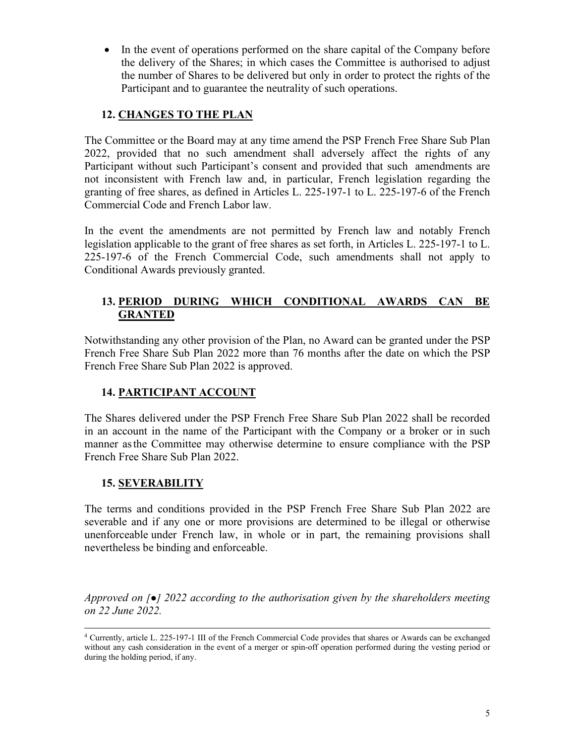- In the event of operations performed on the share capital of the Company before the delivery of the Shares; in which cases the Committee is authorised to adjust the number of Shares to be delivered but only in order to protect the rights of the Participant and to guarantee the neutrality of such operations.

## 12. CHANGES TO THE PLAN

The Committee or the Board may at any time amend the PSP French Free Share Sub Plan 2022, provided that no such amendment shall adversely affect the rights of any Participant without such Participant's consent and provided that such amendments are not inconsistent with French law and, in particular, French legislation regarding the granting of free shares, as defined in Articles L. 225-197-1 to L. 225-197-6 of the French Commercial Code and French Labor law.

In the event the amendments are not permitted by French law and notably French legislation applicable to the grant of free shares as set forth, in Articles L. 225-197-1 to L. 225-197-6 of the French Commercial Code, such amendments shall not apply to Conditional Awards previously granted.

## 13. PERIOD DURING WHICH CONDITIONAL AWARDS CAN BE GRANTED

Notwithstanding any other provision of the Plan, no Award can be granted under the PSP French Free Share Sub Plan 2022 more than 76 months after the date on which the PSP French Free Share Sub Plan 2022 is approved.

## 14. PARTICIPANT ACCOUNT

The Shares delivered under the PSP French Free Share Sub Plan 2022 shall be recorded in an account in the name of the Participant with the Company or a broker or in such manner as the Committee may otherwise determine to ensure compliance with the PSP French Free Share Sub Plan 2022.

## 15. SEVERABILITY

The terms and conditions provided in the PSP French Free Share Sub Plan 2022 are severable and if any one or more provisions are determined to be illegal or otherwise unenforceable under French law, in whole or in part, the remaining provisions shall nevertheless be binding and enforceable.

*Approved on [●] 2022 according to the authorisation given by the shareholders meeting on 22 June 2022.*

---

[4] Currently, article L. 225-197-1 III of the French Commercial Code provides that shares or Awards can be exchanged without any cash consideration in the event of a merger or spin-off operation performed during the vesting period or during the holding period, if any.